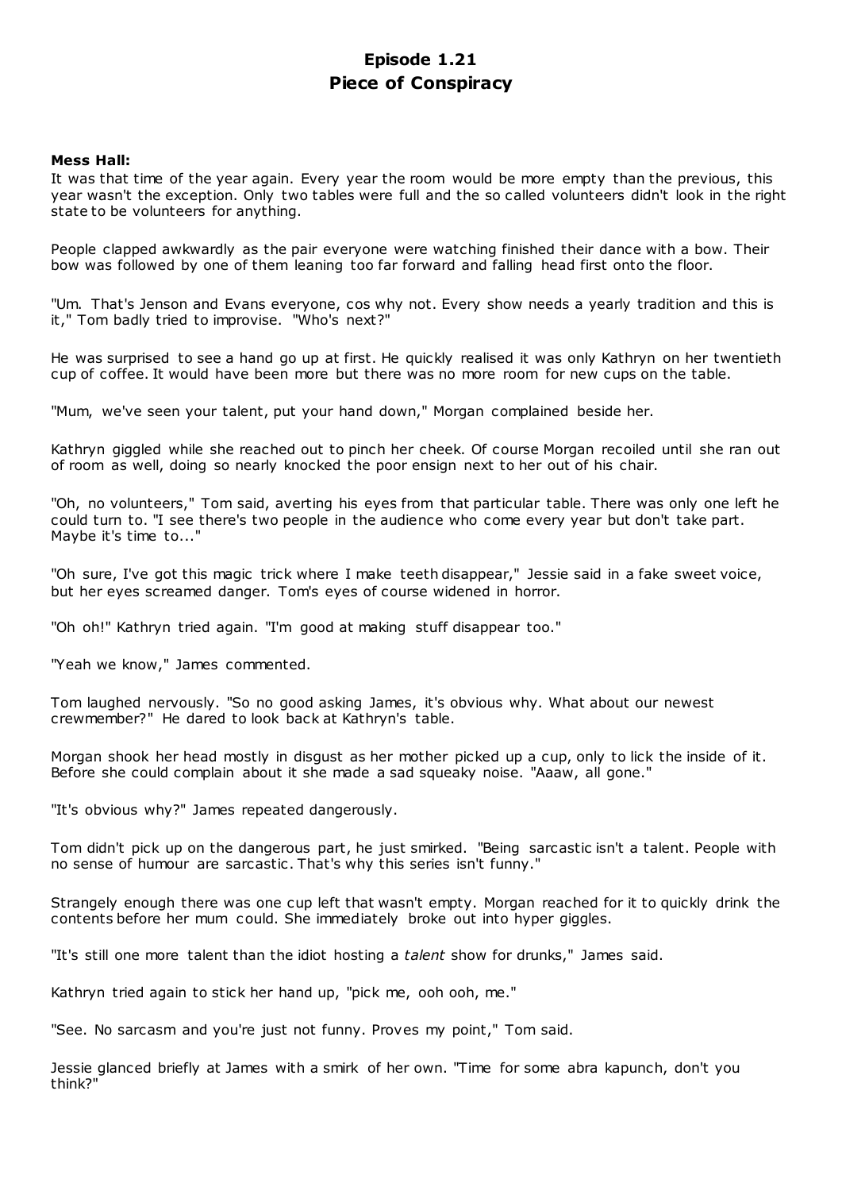# Episode 1.21
# Piece of Conspiracy

**Mess Hall:**

It was that time of the year again. Every year the room would be more empty than the previous, this year wasn't the exception. Only two tables were full and the so called volunteers didn't look in the right state to be volunteers for anything.

People clapped awkwardly as the pair everyone were watching finished their dance with a bow. Their bow was followed by one of them leaning too far forward and falling head first onto the floor.

"Um. That's Jenson and Evans everyone, cos why not. Every show needs a yearly tradition and this is it," Tom badly tried to improvise. "Who's next?"

He was surprised to see a hand go up at first. He quickly realised it was only Kathryn on her twentieth cup of coffee. It would have been more but there was no more room for new cups on the table.

"Mum, we've seen your talent, put your hand down," Morgan complained beside her.

Kathryn giggled while she reached out to pinch her cheek. Of course Morgan recoiled until she ran out of room as well, doing so nearly knocked the poor ensign next to her out of his chair.

"Oh, no volunteers," Tom said, averting his eyes from that particular table. There was only one left he could turn to. "I see there's two people in the audience who come every year but don't take part. Maybe it's time to..."

"Oh sure, I've got this magic trick where I make teeth disappear," Jessie said in a fake sweet voice, but her eyes screamed danger. Tom's eyes of course widened in horror.

"Oh oh!" Kathryn tried again. "I'm good at making stuff disappear too."

"Yeah we know," James commented.

Tom laughed nervously. "So no good asking James, it's obvious why. What about our newest crewmember?" He dared to look back at Kathryn's table.

Morgan shook her head mostly in disgust as her mother picked up a cup, only to lick the inside of it. Before she could complain about it she made a sad squeaky noise. "Aaaw, all gone."

"It's obvious why?" James repeated dangerously.

Tom didn't pick up on the dangerous part, he just smirked. "Being sarcastic isn't a talent. People with no sense of humour are sarcastic. That's why this series isn't funny."

Strangely enough there was one cup left that wasn't empty. Morgan reached for it to quickly drink the contents before her mum could. She immediately broke out into hyper giggles.

"It's still one more talent than the idiot hosting a *talent* show for drunks," James said.

Kathryn tried again to stick her hand up, "pick me, ooh ooh, me."

"See. No sarcasm and you're just not funny. Proves my point," Tom said.

Jessie glanced briefly at James with a smirk of her own. "Time for some abra kapunch, don't you think?"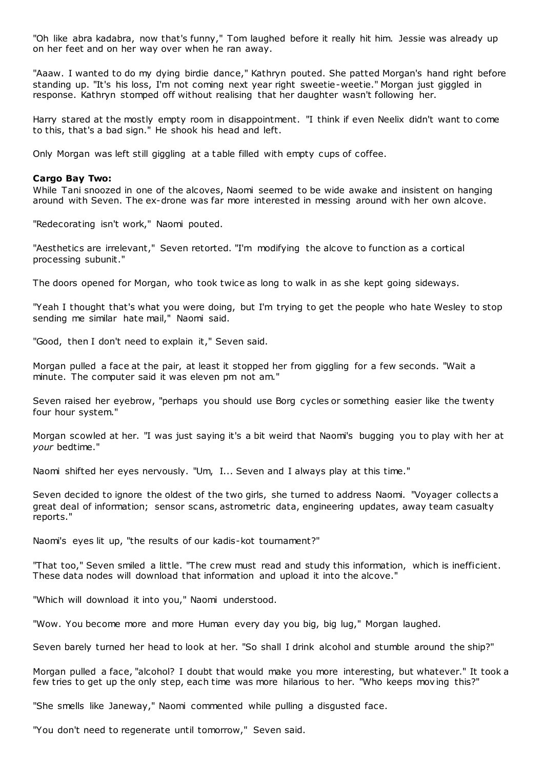"Oh like abra kadabra, now that's funny," Tom laughed before it really hit him. Jessie was already up on her feet and on her way over when he ran away.

"Aaaw. I wanted to do my dying birdie dance," Kathryn pouted. She patted Morgan's hand right before standing up. "It's his loss, I'm not coming next year right sweetie-weetie." Morgan just giggled in response. Kathryn stomped off without realising that her daughter wasn't following her.

Harry stared at the mostly empty room in disappointment. "I think if even Neelix didn't want to come to this, that's a bad sign." He shook his head and left.

Only Morgan was left still giggling at a table filled with empty cups of coffee.

**Cargo Bay Two:**

While Tani snoozed in one of the alcoves, Naomi seemed to be wide awake and insistent on hanging around with Seven. The ex-drone was far more interested in messing around with her own alcove.

"Redecorating isn't work," Naomi pouted.

"Aesthetics are irrelevant," Seven retorted. "I'm modifying the alcove to function as a cortical processing subunit."

The doors opened for Morgan, who took twice as long to walk in as she kept going sideways.

"Yeah I thought that's what you were doing, but I'm trying to get the people who hate Wesley to stop sending me similar hate mail," Naomi said.

"Good, then I don't need to explain it," Seven said.

Morgan pulled a face at the pair, at least it stopped her from giggling for a few seconds. "Wait a minute. The computer said it was eleven pm not am."

Seven raised her eyebrow, "perhaps you should use Borg cycles or something easier like the twenty four hour system."

Morgan scowled at her. "I was just saying it's a bit weird that Naomi's bugging you to play with her at *your* bedtime."

Naomi shifted her eyes nervously. "Um, I... Seven and I always play at this time."

Seven decided to ignore the oldest of the two girls, she turned to address Naomi. "Voyager collects a great deal of information; sensor scans, astrometric data, engineering updates, away team casualty reports."

Naomi's eyes lit up, "the results of our kadis-kot tournament?"

"That too," Seven smiled a little. "The crew must read and study this information, which is inefficient. These data nodes will download that information and upload it into the alcove."

"Which will download it into you," Naomi understood.

"Wow. You become more and more Human every day you big, big lug," Morgan laughed.

Seven barely turned her head to look at her. "So shall I drink alcohol and stumble around the ship?"

Morgan pulled a face, "alcohol? I doubt that would make you more interesting, but whatever." It took a few tries to get up the only step, each time was more hilarious to her. "Who keeps moving this?"

"She smells like Janeway," Naomi commented while pulling a disgusted face.

"You don't need to regenerate until tomorrow," Seven said.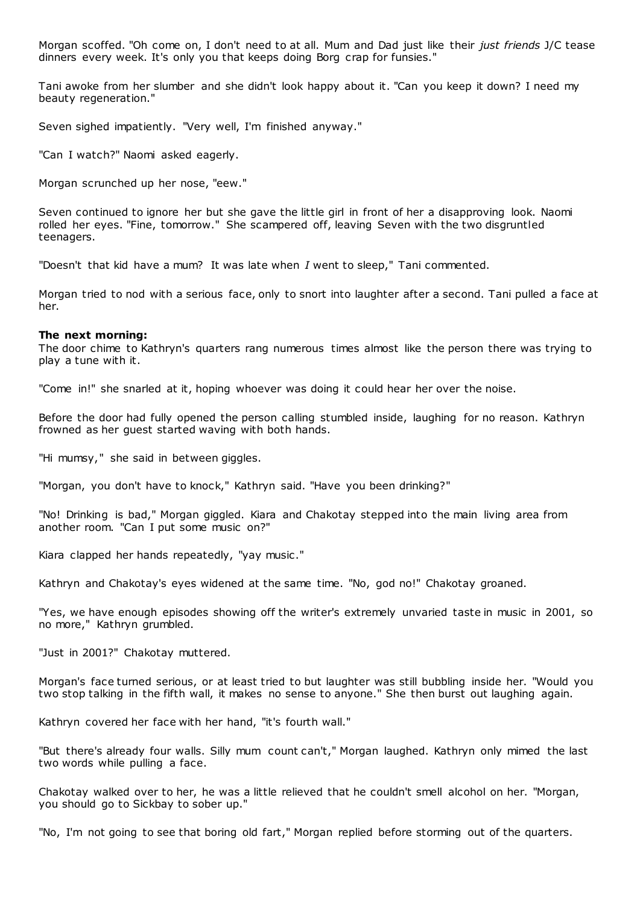Morgan scoffed. "Oh come on, I don't need to at all. Mum and Dad just like their *just friends* J/C tease dinners every week. It's only you that keeps doing Borg crap for funsies."

Tani awoke from her slumber and she didn't look happy about it. "Can you keep it down? I need my beauty regeneration."

Seven sighed impatiently. "Very well, I'm finished anyway."

"Can I watch?" Naomi asked eagerly.

Morgan scrunched up her nose, "eew."

Seven continued to ignore her but she gave the little girl in front of her a disapproving look. Naomi rolled her eyes. "Fine, tomorrow." She scampered off, leaving Seven with the two disgruntled teenagers.

"Doesn't that kid have a mum? It was late when *I* went to sleep," Tani commented.

Morgan tried to nod with a serious face, only to snort into laughter after a second. Tani pulled a face at her.

**The next morning:**
The door chime to Kathryn's quarters rang numerous times almost like the person there was trying to play a tune with it.

"Come in!" she snarled at it, hoping whoever was doing it could hear her over the noise.

Before the door had fully opened the person calling stumbled inside, laughing for no reason. Kathryn frowned as her guest started waving with both hands.

"Hi mumsy," she said in between giggles.

"Morgan, you don't have to knock," Kathryn said. "Have you been drinking?"

"No! Drinking is bad," Morgan giggled. Kiara and Chakotay stepped into the main living area from another room. "Can I put some music on?"

Kiara clapped her hands repeatedly, "yay music."

Kathryn and Chakotay's eyes widened at the same time. "No, god no!" Chakotay groaned.

"Yes, we have enough episodes showing off the writer's extremely unvaried taste in music in 2001, so no more," Kathryn grumbled.

"Just in 2001?" Chakotay muttered.

Morgan's face turned serious, or at least tried to but laughter was still bubbling inside her. "Would you two stop talking in the fifth wall, it makes no sense to anyone." She then burst out laughing again.

Kathryn covered her face with her hand, "it's fourth wall."

"But there's already four walls. Silly mum count can't," Morgan laughed. Kathryn only mimed the last two words while pulling a face.

Chakotay walked over to her, he was a little relieved that he couldn't smell alcohol on her. "Morgan, you should go to Sickbay to sober up."

"No, I'm not going to see that boring old fart," Morgan replied before storming out of the quarters.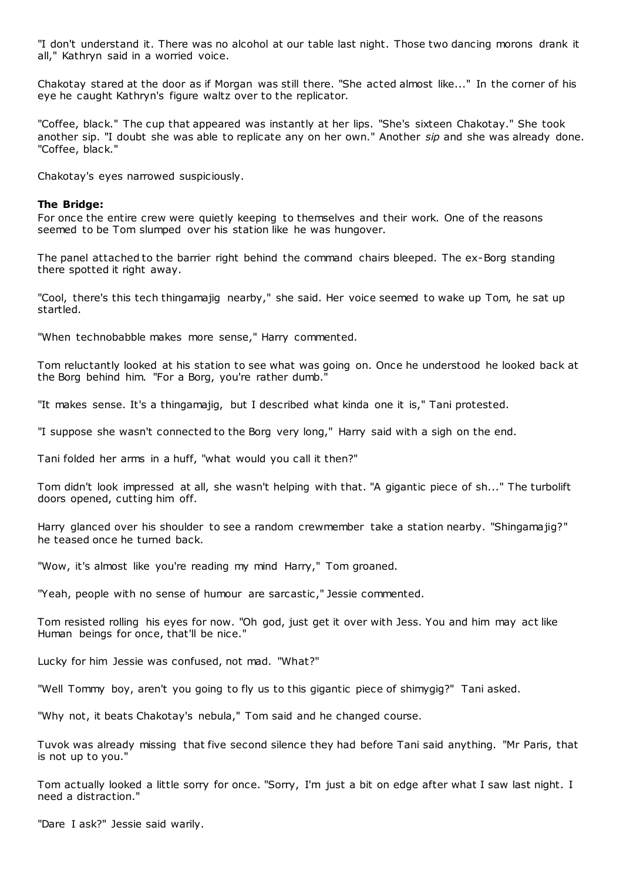"I don't understand it. There was no alcohol at our table last night. Those two dancing morons drank it all," Kathryn said in a worried voice.

Chakotay stared at the door as if Morgan was still there. "She acted almost like..." In the corner of his eye he caught Kathryn's figure waltz over to the replicator.

"Coffee, black." The cup that appeared was instantly at her lips. "She's sixteen Chakotay." She took another sip. "I doubt she was able to replicate any on her own." Another *sip* and she was already done. "Coffee, black."

Chakotay's eyes narrowed suspiciously.

**The Bridge:**

For once the entire crew were quietly keeping to themselves and their work. One of the reasons seemed to be Tom slumped over his station like he was hungover.

The panel attached to the barrier right behind the command chairs bleeped. The ex-Borg standing there spotted it right away.

"Cool, there's this tech thingamajig nearby," she said. Her voice seemed to wake up Tom, he sat up startled.

"When technobabble makes more sense," Harry commented.

Tom reluctantly looked at his station to see what was going on. Once he understood he looked back at the Borg behind him. "For a Borg, you're rather dumb."

"It makes sense. It's a thingamajig, but I described what kinda one it is," Tani protested.

"I suppose she wasn't connected to the Borg very long," Harry said with a sigh on the end.

Tani folded her arms in a huff, "what would you call it then?"

Tom didn't look impressed at all, she wasn't helping with that. "A gigantic piece of sh..." The turbolift doors opened, cutting him off.

Harry glanced over his shoulder to see a random crewmember take a station nearby. "Shingamajig?" he teased once he turned back.

"Wow, it's almost like you're reading my mind Harry," Tom groaned.

"Yeah, people with no sense of humour are sarcastic," Jessie commented.

Tom resisted rolling his eyes for now. "Oh god, just get it over with Jess. You and him may act like Human beings for once, that'll be nice."

Lucky for him Jessie was confused, not mad. "What?"

"Well Tommy boy, aren't you going to fly us to this gigantic piece of shimygig?" Tani asked.

"Why not, it beats Chakotay's nebula," Tom said and he changed course.

Tuvok was already missing that five second silence they had before Tani said anything. "Mr Paris, that is not up to you."

Tom actually looked a little sorry for once. "Sorry, I'm just a bit on edge after what I saw last night. I need a distraction."

"Dare I ask?" Jessie said warily.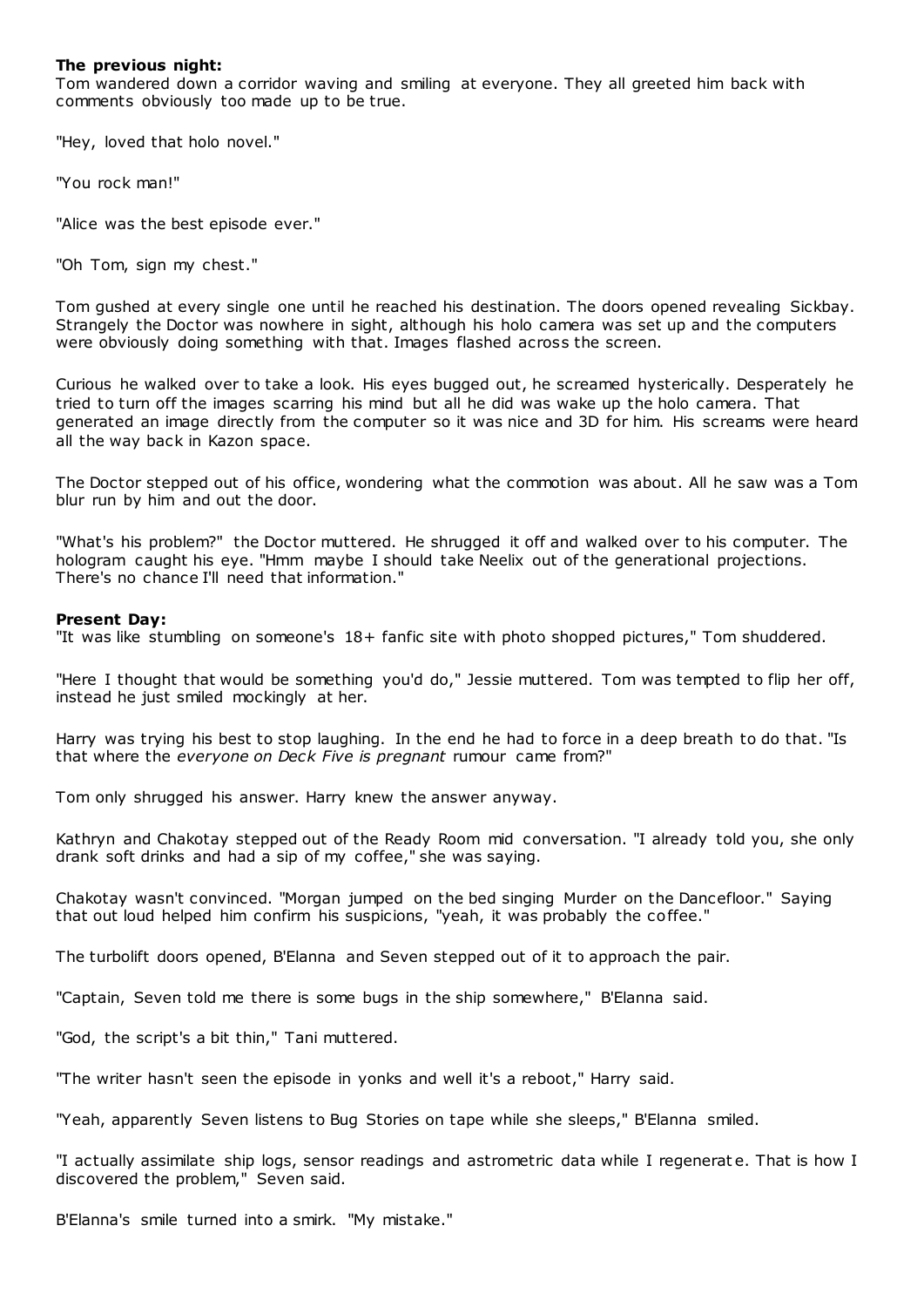**The previous night:**
Tom wandered down a corridor waving and smiling at everyone. They all greeted him back with comments obviously too made up to be true.

"Hey, loved that holo novel."

"You rock man!"

"Alice was the best episode ever."

"Oh Tom, sign my chest."

Tom gushed at every single one until he reached his destination. The doors opened revealing Sickbay. Strangely the Doctor was nowhere in sight, although his holo camera was set up and the computers were obviously doing something with that. Images flashed across the screen.

Curious he walked over to take a look. His eyes bugged out, he screamed hysterically. Desperately he tried to turn off the images scarring his mind but all he did was wake up the holo camera. That generated an image directly from the computer so it was nice and 3D for him. His screams were heard all the way back in Kazon space.

The Doctor stepped out of his office, wondering what the commotion was about. All he saw was a Tom blur run by him and out the door.

"What's his problem?" the Doctor muttered. He shrugged it off and walked over to his computer. The hologram caught his eye. "Hmm maybe I should take Neelix out of the generational projections. There's no chance I'll need that information."

**Present Day:**
"It was like stumbling on someone's 18+ fanfic site with photo shopped pictures," Tom shuddered.

"Here I thought that would be something you'd do," Jessie muttered. Tom was tempted to flip her off, instead he just smiled mockingly at her.

Harry was trying his best to stop laughing. In the end he had to force in a deep breath to do that. "Is that where the *everyone on Deck Five is pregnant* rumour came from?"

Tom only shrugged his answer. Harry knew the answer anyway.

Kathryn and Chakotay stepped out of the Ready Room mid conversation. "I already told you, she only drank soft drinks and had a sip of my coffee," she was saying.

Chakotay wasn't convinced. "Morgan jumped on the bed singing Murder on the Dancefloor." Saying that out loud helped him confirm his suspicions, "yeah, it was probably the coffee."

The turbolift doors opened, B'Elanna and Seven stepped out of it to approach the pair.

"Captain, Seven told me there is some bugs in the ship somewhere," B'Elanna said.

"God, the script's a bit thin," Tani muttered.

"The writer hasn't seen the episode in yonks and well it's a reboot," Harry said.

"Yeah, apparently Seven listens to Bug Stories on tape while she sleeps," B'Elanna smiled.

"I actually assimilate ship logs, sensor readings and astrometric data while I regenerate. That is how I discovered the problem," Seven said.

B'Elanna's smile turned into a smirk. "My mistake."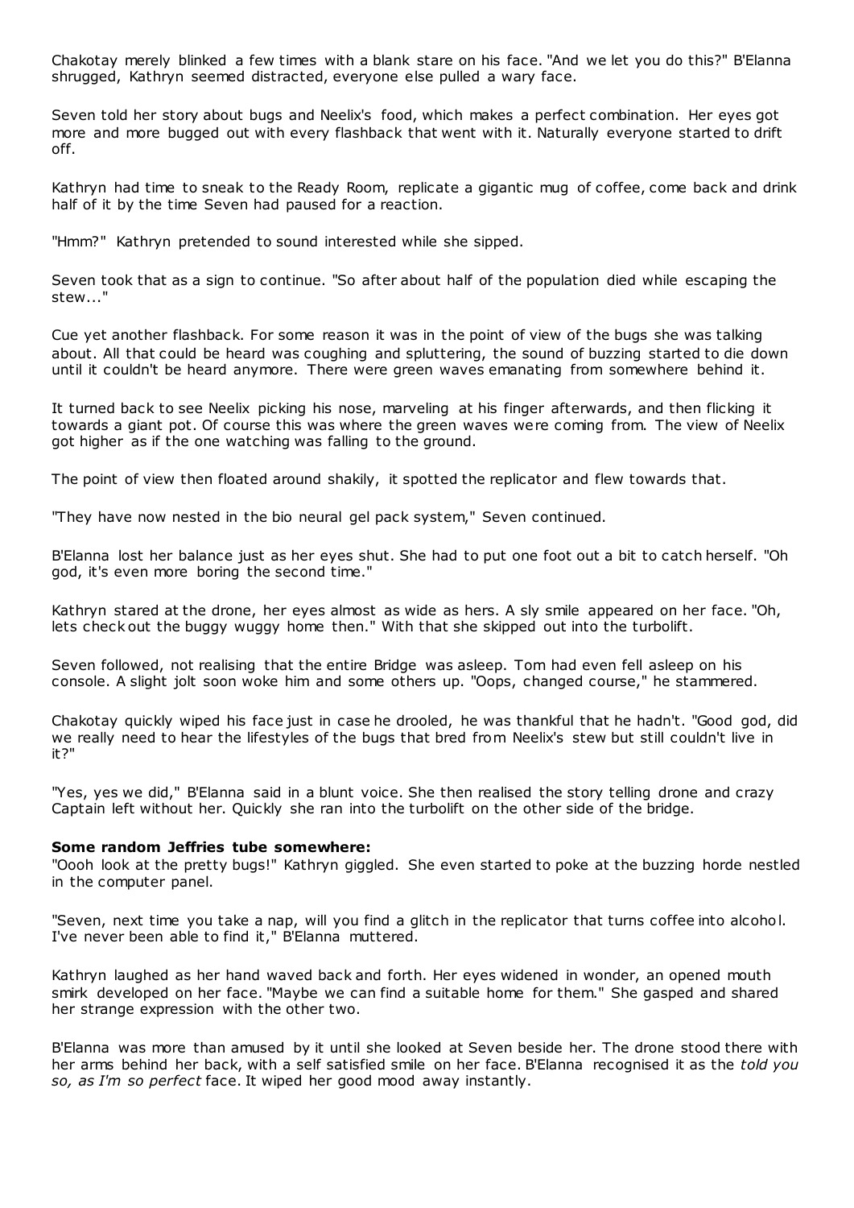Chakotay merely blinked a few times with a blank stare on his face. "And we let you do this?" B'Elanna shrugged, Kathryn seemed distracted, everyone else pulled a wary face.

Seven told her story about bugs and Neelix's food, which makes a perfect combination. Her eyes got more and more bugged out with every flashback that went with it. Naturally everyone started to drift off.

Kathryn had time to sneak to the Ready Room, replicate a gigantic mug of coffee, come back and drink half of it by the time Seven had paused for a reaction.

"Hmm?" Kathryn pretended to sound interested while she sipped.

Seven took that as a sign to continue. "So after about half of the population died while escaping the stew..."

Cue yet another flashback. For some reason it was in the point of view of the bugs she was talking about. All that could be heard was coughing and spluttering, the sound of buzzing started to die down until it couldn't be heard anymore. There were green waves emanating from somewhere behind it.

It turned back to see Neelix picking his nose, marveling at his finger afterwards, and then flicking it towards a giant pot. Of course this was where the green waves were coming from. The view of Neelix got higher as if the one watching was falling to the ground.

The point of view then floated around shakily, it spotted the replicator and flew towards that.

"They have now nested in the bio neural gel pack system," Seven continued.

B'Elanna lost her balance just as her eyes shut. She had to put one foot out a bit to catch herself. "Oh god, it's even more boring the second time."

Kathryn stared at the drone, her eyes almost as wide as hers. A sly smile appeared on her face. "Oh, lets check out the buggy wuggy home then." With that she skipped out into the turbolift.

Seven followed, not realising that the entire Bridge was asleep. Tom had even fell asleep on his console. A slight jolt soon woke him and some others up. "Oops, changed course," he stammered.

Chakotay quickly wiped his face just in case he drooled, he was thankful that he hadn't. "Good god, did we really need to hear the lifestyles of the bugs that bred from Neelix's stew but still couldn't live in it?"

"Yes, yes we did," B'Elanna said in a blunt voice. She then realised the story telling drone and crazy Captain left without her. Quickly she ran into the turbolift on the other side of the bridge.

**Some random Jeffries tube somewhere:**
"Oooh look at the pretty bugs!" Kathryn giggled. She even started to poke at the buzzing horde nestled in the computer panel.

"Seven, next time you take a nap, will you find a glitch in the replicator that turns coffee into alcohol. I've never been able to find it," B'Elanna muttered.

Kathryn laughed as her hand waved back and forth. Her eyes widened in wonder, an opened mouth smirk developed on her face. "Maybe we can find a suitable home for them." She gasped and shared her strange expression with the other two.

B'Elanna was more than amused by it until she looked at Seven beside her. The drone stood there with her arms behind her back, with a self satisfied smile on her face. B'Elanna recognised it as the *told you so, as I'm so perfect* face. It wiped her good mood away instantly.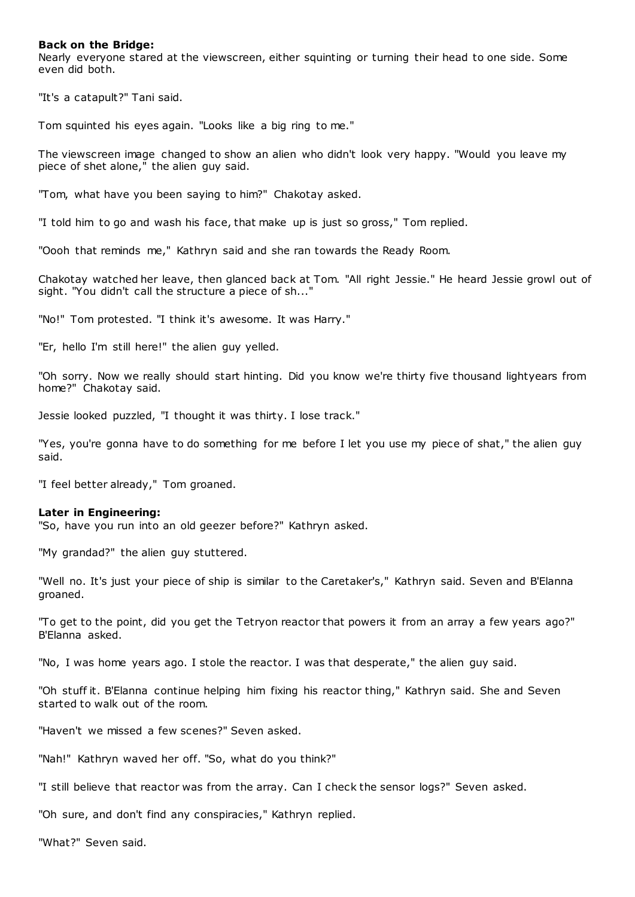**Back on the Bridge:**
Nearly everyone stared at the viewscreen, either squinting or turning their head to one side. Some even did both.

"It's a catapult?" Tani said.

Tom squinted his eyes again. "Looks like a big ring to me."

The viewscreen image changed to show an alien who didn't look very happy. "Would you leave my piece of shet alone," the alien guy said.

"Tom, what have you been saying to him?" Chakotay asked.

"I told him to go and wash his face, that make up is just so gross," Tom replied.

"Oooh that reminds me," Kathryn said and she ran towards the Ready Room.

Chakotay watched her leave, then glanced back at Tom. "All right Jessie." He heard Jessie growl out of sight. "You didn't call the structure a piece of sh..."

"No!" Tom protested. "I think it's awesome. It was Harry."

"Er, hello I'm still here!" the alien guy yelled.

"Oh sorry. Now we really should start hinting. Did you know we're thirty five thousand lightyears from home?" Chakotay said.

Jessie looked puzzled, "I thought it was thirty. I lose track."

"Yes, you're gonna have to do something for me before I let you use my piece of shat," the alien guy said.

"I feel better already," Tom groaned.

**Later in Engineering:**
"So, have you run into an old geezer before?" Kathryn asked.

"My grandad?" the alien guy stuttered.

"Well no. It's just your piece of ship is similar to the Caretaker's," Kathryn said. Seven and B'Elanna groaned.

"To get to the point, did you get the Tetryon reactor that powers it from an array a few years ago?" B'Elanna asked.

"No, I was home years ago. I stole the reactor. I was that desperate," the alien guy said.

"Oh stuff it. B'Elanna continue helping him fixing his reactor thing," Kathryn said. She and Seven started to walk out of the room.

"Haven't we missed a few scenes?" Seven asked.

"Nah!" Kathryn waved her off. "So, what do you think?"

"I still believe that reactor was from the array. Can I check the sensor logs?" Seven asked.

"Oh sure, and don't find any conspiracies," Kathryn replied.

"What?" Seven said.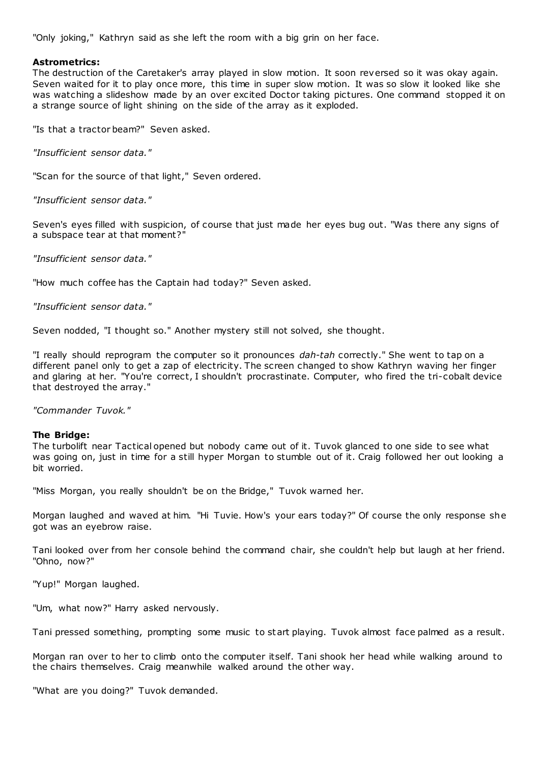"Only joking," Kathryn said as she left the room with a big grin on her face.

**Astrometrics:**

The destruction of the Caretaker's array played in slow motion. It soon reversed so it was okay again. Seven waited for it to play once more, this time in super slow motion. It was so slow it looked like she was watching a slideshow made by an over excited Doctor taking pictures. One command stopped it on a strange source of light shining on the side of the array as it exploded.

"Is that a tractor beam?" Seven asked.

*"Insufficient sensor data."*

"Scan for the source of that light," Seven ordered.

*"Insufficient sensor data."*

Seven's eyes filled with suspicion, of course that just made her eyes bug out. "Was there any signs of a subspace tear at that moment?"

*"Insufficient sensor data."*

"How much coffee has the Captain had today?" Seven asked.

*"Insufficient sensor data."*

Seven nodded, "I thought so." Another mystery still not solved, she thought.

"I really should reprogram the computer so it pronounces *dah-tah* correctly." She went to tap on a different panel only to get a zap of electricity. The screen changed to show Kathryn waving her finger and glaring at her. "You're correct, I shouldn't procrastinate. Computer, who fired the tri-cobalt device that destroyed the array."

*"Commander Tuvok."*

**The Bridge:**

The turbolift near Tactical opened but nobody came out of it. Tuvok glanced to one side to see what was going on, just in time for a still hyper Morgan to stumble out of it. Craig followed her out looking a bit worried.

"Miss Morgan, you really shouldn't be on the Bridge," Tuvok warned her.

Morgan laughed and waved at him. "Hi Tuvie. How's your ears today?" Of course the only response she got was an eyebrow raise.

Tani looked over from her console behind the command chair, she couldn't help but laugh at her friend. "Ohno, now?"

"Yup!" Morgan laughed.

"Um, what now?" Harry asked nervously.

Tani pressed something, prompting some music to start playing. Tuvok almost face palmed as a result.

Morgan ran over to her to climb onto the computer itself. Tani shook her head while walking around to the chairs themselves. Craig meanwhile walked around the other way.

"What are you doing?" Tuvok demanded.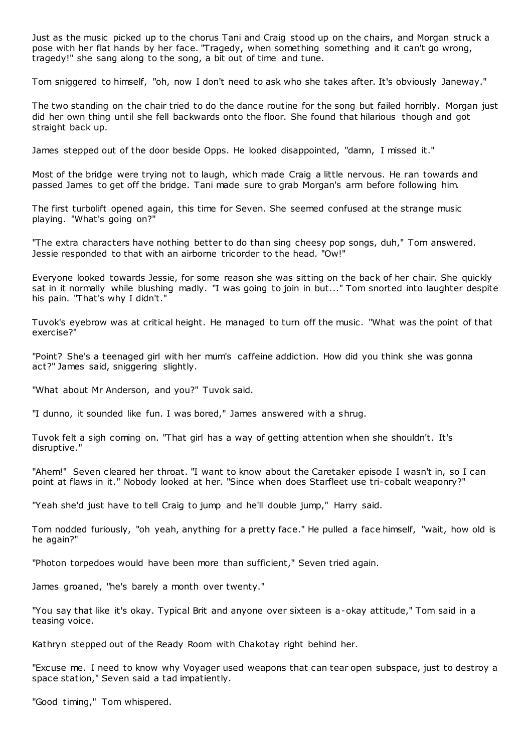Just as the music picked up to the chorus Tani and Craig stood up on the chairs, and Morgan struck a pose with her flat hands by her face. "Tragedy, when something something and it can't go wrong, tragedy!" she sang along to the song, a bit out of time and tune.

Tom sniggered to himself, "oh, now I don't need to ask who she takes after. It's obviously Janeway."

The two standing on the chair tried to do the dance routine for the song but failed horribly. Morgan just did her own thing until she fell backwards onto the floor. She found that hilarious though and got straight back up.

James stepped out of the door beside Opps. He looked disappointed, "damn, I missed it."

Most of the bridge were trying not to laugh, which made Craig a little nervous. He ran towards and passed James to get off the bridge. Tani made sure to grab Morgan's arm before following him.

The first turbolift opened again, this time for Seven. She seemed confused at the strange music playing. "What's going on?"

"The extra characters have nothing better to do than sing cheesy pop songs, duh," Tom answered. Jessie responded to that with an airborne tricorder to the head. "Ow!"

Everyone looked towards Jessie, for some reason she was sitting on the back of her chair. She quickly sat in it normally while blushing madly. "I was going to join in but..." Tom snorted into laughter despite his pain. "That's why I didn't."

Tuvok's eyebrow was at critical height. He managed to turn off the music. "What was the point of that exercise?"

"Point? She's a teenaged girl with her mum's caffeine addiction. How did you think she was gonna act?" James said, sniggering slightly.

"What about Mr Anderson, and you?" Tuvok said.

"I dunno, it sounded like fun. I was bored," James answered with a shrug.

Tuvok felt a sigh coming on. "That girl has a way of getting attention when she shouldn't. It's disruptive."

"Ahem!" Seven cleared her throat. "I want to know about the Caretaker episode I wasn't in, so I can point at flaws in it." Nobody looked at her. "Since when does Starfleet use tri-cobalt weaponry?"

"Yeah she'd just have to tell Craig to jump and he'll double jump," Harry said.

Tom nodded furiously, "oh yeah, anything for a pretty face." He pulled a face himself, "wait, how old is he again?"

"Photon torpedoes would have been more than sufficient," Seven tried again.

James groaned, "he's barely a month over twenty."

"You say that like it's okay. Typical Brit and anyone over sixteen is a-okay attitude," Tom said in a teasing voice.

Kathryn stepped out of the Ready Room with Chakotay right behind her.

"Excuse me. I need to know why Voyager used weapons that can tear open subspace, just to destroy a space station," Seven said a tad impatiently.

"Good timing," Tom whispered.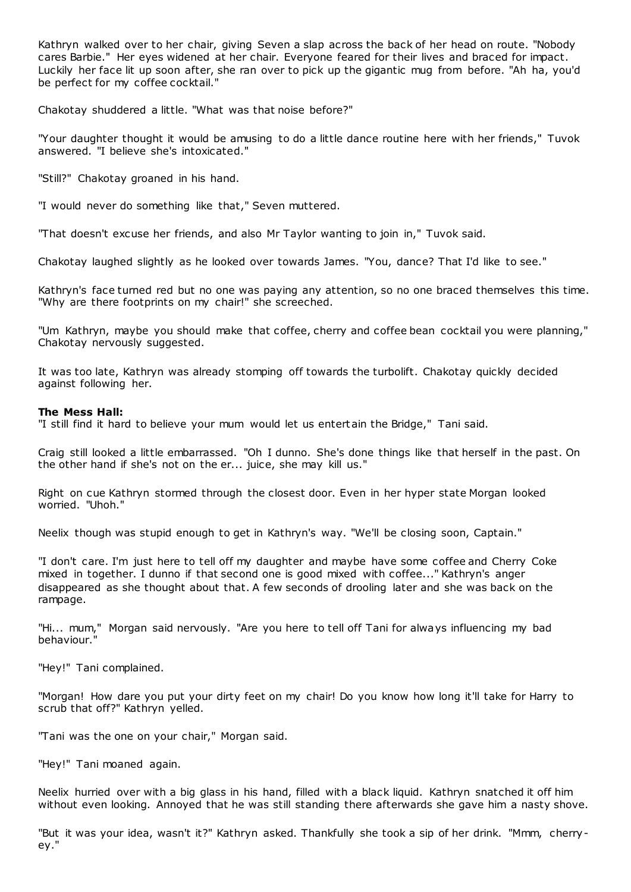Kathryn walked over to her chair, giving Seven a slap across the back of her head on route. "Nobody cares Barbie." Her eyes widened at her chair. Everyone feared for their lives and braced for impact. Luckily her face lit up soon after, she ran over to pick up the gigantic mug from before. "Ah ha, you'd be perfect for my coffee cocktail."

Chakotay shuddered a little. "What was that noise before?"

"Your daughter thought it would be amusing to do a little dance routine here with her friends," Tuvok answered. "I believe she's intoxicated."

"Still?" Chakotay groaned in his hand.

"I would never do something like that," Seven muttered.

"That doesn't excuse her friends, and also Mr Taylor wanting to join in," Tuvok said.

Chakotay laughed slightly as he looked over towards James. "You, dance? That I'd like to see."

Kathryn's face turned red but no one was paying any attention, so no one braced themselves this time. "Why are there footprints on my chair!" she screeched.

"Um Kathryn, maybe you should make that coffee, cherry and coffee bean cocktail you were planning," Chakotay nervously suggested.

It was too late, Kathryn was already stomping off towards the turbolift. Chakotay quickly decided against following her.

**The Mess Hall:**
"I still find it hard to believe your mum would let us entertain the Bridge," Tani said.

Craig still looked a little embarrassed. "Oh I dunno. She's done things like that herself in the past. On the other hand if she's not on the er... juice, she may kill us."

Right on cue Kathryn stormed through the closest door. Even in her hyper state Morgan looked worried. "Uhoh."

Neelix though was stupid enough to get in Kathryn's way. "We'll be closing soon, Captain."

"I don't care. I'm just here to tell off my daughter and maybe have some coffee and Cherry Coke mixed in together. I dunno if that second one is good mixed with coffee..." Kathryn's anger disappeared as she thought about that. A few seconds of drooling later and she was back on the rampage.

"Hi... mum," Morgan said nervously. "Are you here to tell off Tani for always influencing my bad behaviour."

"Hey!" Tani complained.

"Morgan! How dare you put your dirty feet on my chair! Do you know how long it'll take for Harry to scrub that off?" Kathryn yelled.

"Tani was the one on your chair," Morgan said.

"Hey!" Tani moaned again.

Neelix hurried over with a big glass in his hand, filled with a black liquid. Kathryn snatched it off him without even looking. Annoyed that he was still standing there afterwards she gave him a nasty shove.

"But it was your idea, wasn't it?" Kathryn asked. Thankfully she took a sip of her drink. "Mmm, cherry-ey."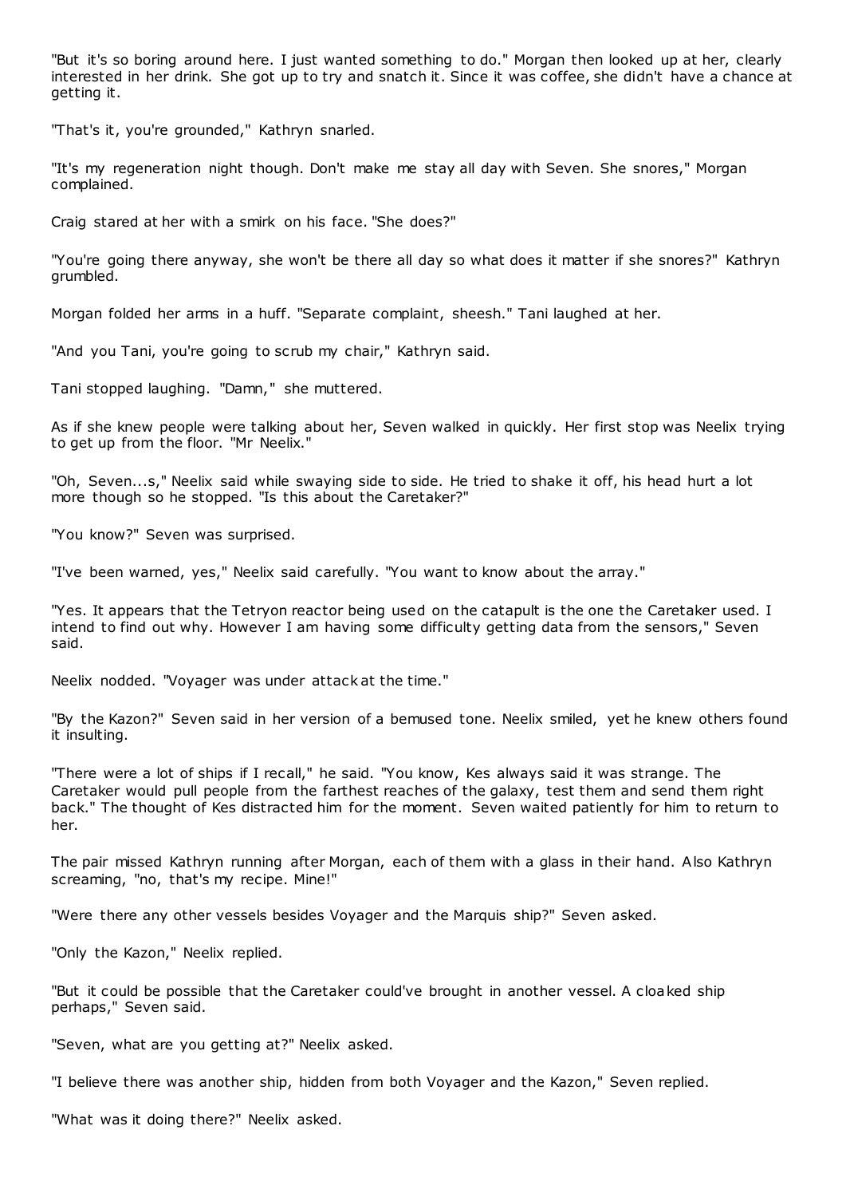"But it's so boring around here. I just wanted something to do." Morgan then looked up at her, clearly interested in her drink. She got up to try and snatch it. Since it was coffee, she didn't have a chance at getting it.

"That's it, you're grounded," Kathryn snarled.

"It's my regeneration night though. Don't make me stay all day with Seven. She snores," Morgan complained.

Craig stared at her with a smirk on his face. "She does?"

"You're going there anyway, she won't be there all day so what does it matter if she snores?" Kathryn grumbled.

Morgan folded her arms in a huff. "Separate complaint, sheesh." Tani laughed at her.

"And you Tani, you're going to scrub my chair," Kathryn said.

Tani stopped laughing. "Damn," she muttered.

As if she knew people were talking about her, Seven walked in quickly. Her first stop was Neelix trying to get up from the floor. "Mr Neelix."

"Oh, Seven...s," Neelix said while swaying side to side. He tried to shake it off, his head hurt a lot more though so he stopped. "Is this about the Caretaker?"

"You know?" Seven was surprised.

"I've been warned, yes," Neelix said carefully. "You want to know about the array."

"Yes. It appears that the Tetryon reactor being used on the catapult is the one the Caretaker used. I intend to find out why. However I am having some difficulty getting data from the sensors," Seven said.

Neelix nodded. "Voyager was under attack at the time."

"By the Kazon?" Seven said in her version of a bemused tone. Neelix smiled, yet he knew others found it insulting.

"There were a lot of ships if I recall," he said. "You know, Kes always said it was strange. The Caretaker would pull people from the farthest reaches of the galaxy, test them and send them right back." The thought of Kes distracted him for the moment. Seven waited patiently for him to return to her.

The pair missed Kathryn running after Morgan, each of them with a glass in their hand. Also Kathryn screaming, "no, that's my recipe. Mine!"

"Were there any other vessels besides Voyager and the Marquis ship?" Seven asked.

"Only the Kazon," Neelix replied.

"But it could be possible that the Caretaker could've brought in another vessel. A cloaked ship perhaps," Seven said.

"Seven, what are you getting at?" Neelix asked.

"I believe there was another ship, hidden from both Voyager and the Kazon," Seven replied.

"What was it doing there?" Neelix asked.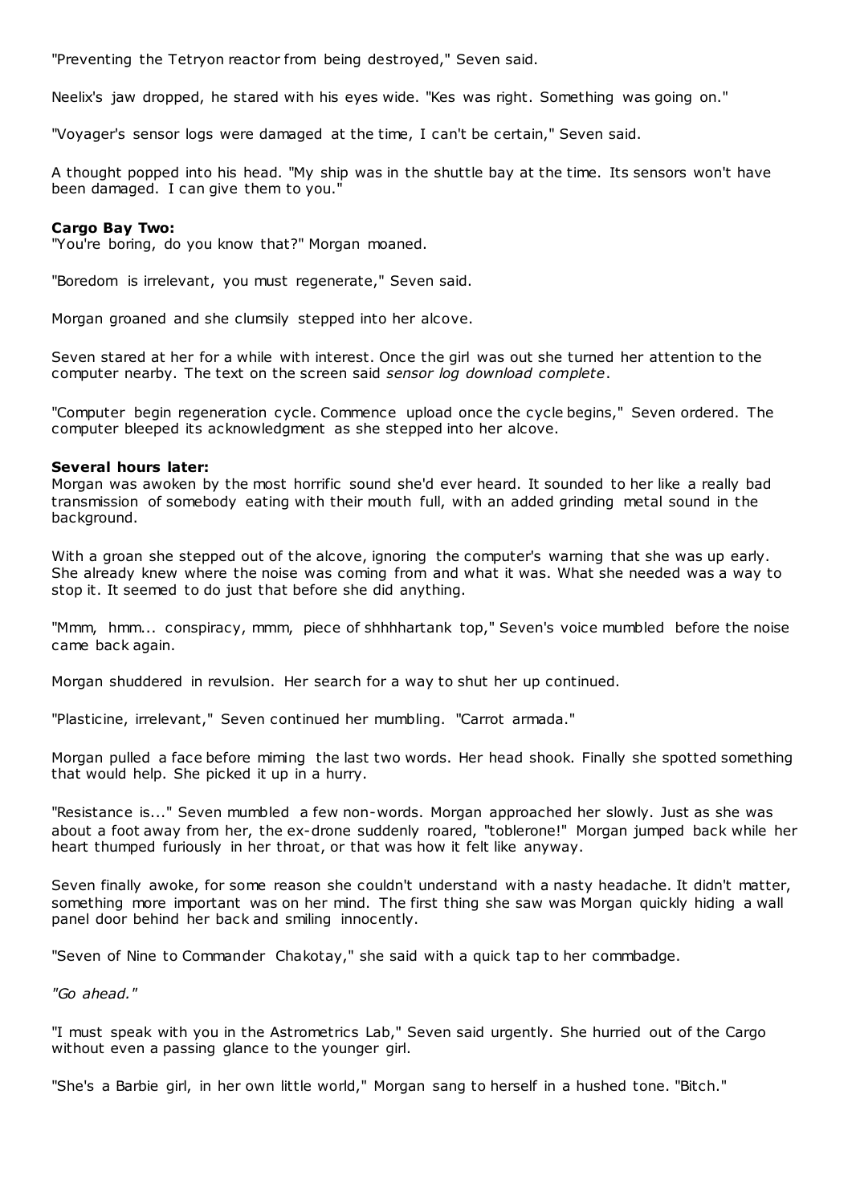"Preventing the Tetryon reactor from being destroyed," Seven said.

Neelix's jaw dropped, he stared with his eyes wide. "Kes was right. Something was going on."

"Voyager's sensor logs were damaged at the time, I can't be certain," Seven said.

A thought popped into his head. "My ship was in the shuttle bay at the time. Its sensors won't have been damaged. I can give them to you."

**Cargo Bay Two:**
"You're boring, do you know that?" Morgan moaned.

"Boredom is irrelevant, you must regenerate," Seven said.

Morgan groaned and she clumsily stepped into her alcove.

Seven stared at her for a while with interest. Once the girl was out she turned her attention to the computer nearby. The text on the screen said *sensor log download complete*.

"Computer begin regeneration cycle. Commence upload once the cycle begins," Seven ordered. The computer bleeped its acknowledgment as she stepped into her alcove.

**Several hours later:**
Morgan was awoken by the most horrific sound she'd ever heard. It sounded to her like a really bad transmission of somebody eating with their mouth full, with an added grinding metal sound in the background.

With a groan she stepped out of the alcove, ignoring the computer's warning that she was up early. She already knew where the noise was coming from and what it was. What she needed was a way to stop it. It seemed to do just that before she did anything.

"Mmm, hmm... conspiracy, mmm, piece of shhhhartank top," Seven's voice mumbled before the noise came back again.

Morgan shuddered in revulsion. Her search for a way to shut her up continued.

"Plasticine, irrelevant," Seven continued her mumbling. "Carrot armada."

Morgan pulled a face before miming the last two words. Her head shook. Finally she spotted something that would help. She picked it up in a hurry.

"Resistance is..." Seven mumbled a few non-words. Morgan approached her slowly. Just as she was about a foot away from her, the ex-drone suddenly roared, "toblerone!" Morgan jumped back while her heart thumped furiously in her throat, or that was how it felt like anyway.

Seven finally awoke, for some reason she couldn't understand with a nasty headache. It didn't matter, something more important was on her mind. The first thing she saw was Morgan quickly hiding a wall panel door behind her back and smiling innocently.

"Seven of Nine to Commander Chakotay," she said with a quick tap to her commbadge.

*"Go ahead."*

"I must speak with you in the Astrometrics Lab," Seven said urgently. She hurried out of the Cargo without even a passing glance to the younger girl.

"She's a Barbie girl, in her own little world," Morgan sang to herself in a hushed tone. "Bitch."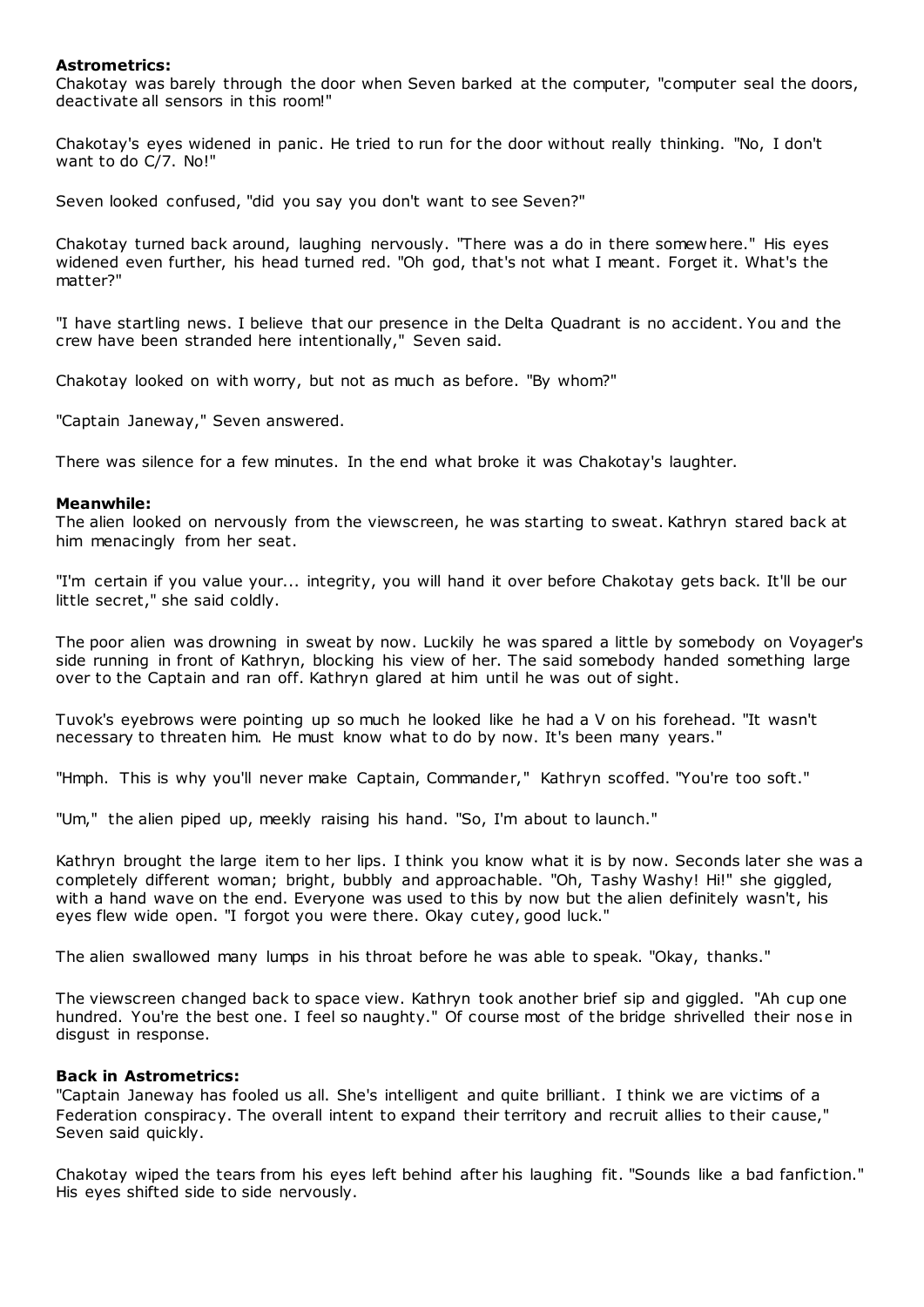**Astrometrics:**
Chakotay was barely through the door when Seven barked at the computer, "computer seal the doors, deactivate all sensors in this room!"

Chakotay's eyes widened in panic. He tried to run for the door without really thinking. "No, I don't want to do C/7. No!"

Seven looked confused, "did you say you don't want to see Seven?"

Chakotay turned back around, laughing nervously. "There was a do in there somewhere." His eyes widened even further, his head turned red. "Oh god, that's not what I meant. Forget it. What's the matter?"

"I have startling news. I believe that our presence in the Delta Quadrant is no accident. You and the crew have been stranded here intentionally," Seven said.

Chakotay looked on with worry, but not as much as before. "By whom?"

"Captain Janeway," Seven answered.

There was silence for a few minutes. In the end what broke it was Chakotay's laughter.

**Meanwhile:**
The alien looked on nervously from the viewscreen, he was starting to sweat. Kathryn stared back at him menacingly from her seat.

"I'm certain if you value your... integrity, you will hand it over before Chakotay gets back. It'll be our little secret," she said coldly.

The poor alien was drowning in sweat by now. Luckily he was spared a little by somebody on Voyager's side running in front of Kathryn, blocking his view of her. The said somebody handed something large over to the Captain and ran off. Kathryn glared at him until he was out of sight.

Tuvok's eyebrows were pointing up so much he looked like he had a V on his forehead. "It wasn't necessary to threaten him. He must know what to do by now. It's been many years."

"Hmph. This is why you'll never make Captain, Commander," Kathryn scoffed. "You're too soft."

"Um," the alien piped up, meekly raising his hand. "So, I'm about to launch."

Kathryn brought the large item to her lips. I think you know what it is by now. Seconds later she was a completely different woman; bright, bubbly and approachable. "Oh, Tashy Washy! Hi!" she giggled, with a hand wave on the end. Everyone was used to this by now but the alien definitely wasn't, his eyes flew wide open. "I forgot you were there. Okay cutey, good luck."

The alien swallowed many lumps in his throat before he was able to speak. "Okay, thanks."

The viewscreen changed back to space view. Kathryn took another brief sip and giggled. "Ah cup one hundred. You're the best one. I feel so naughty." Of course most of the bridge shrivelled their nose in disgust in response.

**Back in Astrometrics:**
"Captain Janeway has fooled us all. She's intelligent and quite brilliant. I think we are victims of a Federation conspiracy. The overall intent to expand their territory and recruit allies to their cause," Seven said quickly.

Chakotay wiped the tears from his eyes left behind after his laughing fit. "Sounds like a bad fanfiction." His eyes shifted side to side nervously.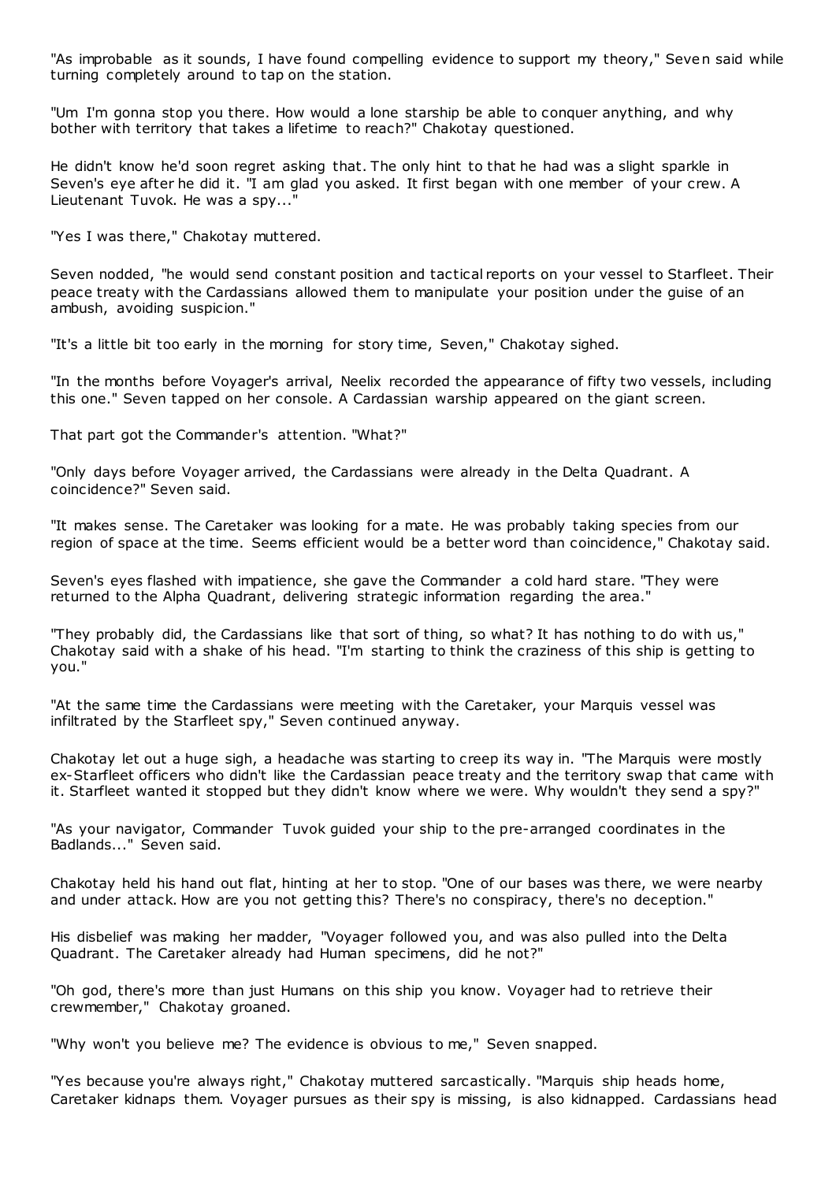"As improbable as it sounds, I have found compelling evidence to support my theory," Seven said while turning completely around to tap on the station.

"Um I'm gonna stop you there. How would a lone starship be able to conquer anything, and why bother with territory that takes a lifetime to reach?" Chakotay questioned.

He didn't know he'd soon regret asking that. The only hint to that he had was a slight sparkle in Seven's eye after he did it. "I am glad you asked. It first began with one member of your crew. A Lieutenant Tuvok. He was a spy..."

"Yes I was there," Chakotay muttered.

Seven nodded, "he would send constant position and tactical reports on your vessel to Starfleet. Their peace treaty with the Cardassians allowed them to manipulate your position under the guise of an ambush, avoiding suspicion."

"It's a little bit too early in the morning for story time, Seven," Chakotay sighed.

"In the months before Voyager's arrival, Neelix recorded the appearance of fifty two vessels, including this one." Seven tapped on her console. A Cardassian warship appeared on the giant screen.

That part got the Commander's attention. "What?"

"Only days before Voyager arrived, the Cardassians were already in the Delta Quadrant. A coincidence?" Seven said.

"It makes sense. The Caretaker was looking for a mate. He was probably taking species from our region of space at the time. Seems efficient would be a better word than coincidence," Chakotay said.

Seven's eyes flashed with impatience, she gave the Commander a cold hard stare. "They were returned to the Alpha Quadrant, delivering strategic information regarding the area."

"They probably did, the Cardassians like that sort of thing, so what? It has nothing to do with us," Chakotay said with a shake of his head. "I'm starting to think the craziness of this ship is getting to you."

"At the same time the Cardassians were meeting with the Caretaker, your Marquis vessel was infiltrated by the Starfleet spy," Seven continued anyway.

Chakotay let out a huge sigh, a headache was starting to creep its way in. "The Marquis were mostly ex-Starfleet officers who didn't like the Cardassian peace treaty and the territory swap that came with it. Starfleet wanted it stopped but they didn't know where we were. Why wouldn't they send a spy?"

"As your navigator, Commander Tuvok guided your ship to the pre-arranged coordinates in the Badlands..." Seven said.

Chakotay held his hand out flat, hinting at her to stop. "One of our bases was there, we were nearby and under attack. How are you not getting this? There's no conspiracy, there's no deception."

His disbelief was making her madder, "Voyager followed you, and was also pulled into the Delta Quadrant. The Caretaker already had Human specimens, did he not?"

"Oh god, there's more than just Humans on this ship you know. Voyager had to retrieve their crewmember," Chakotay groaned.

"Why won't you believe me? The evidence is obvious to me," Seven snapped.

"Yes because you're always right," Chakotay muttered sarcastically. "Marquis ship heads home, Caretaker kidnaps them. Voyager pursues as their spy is missing, is also kidnapped. Cardassians head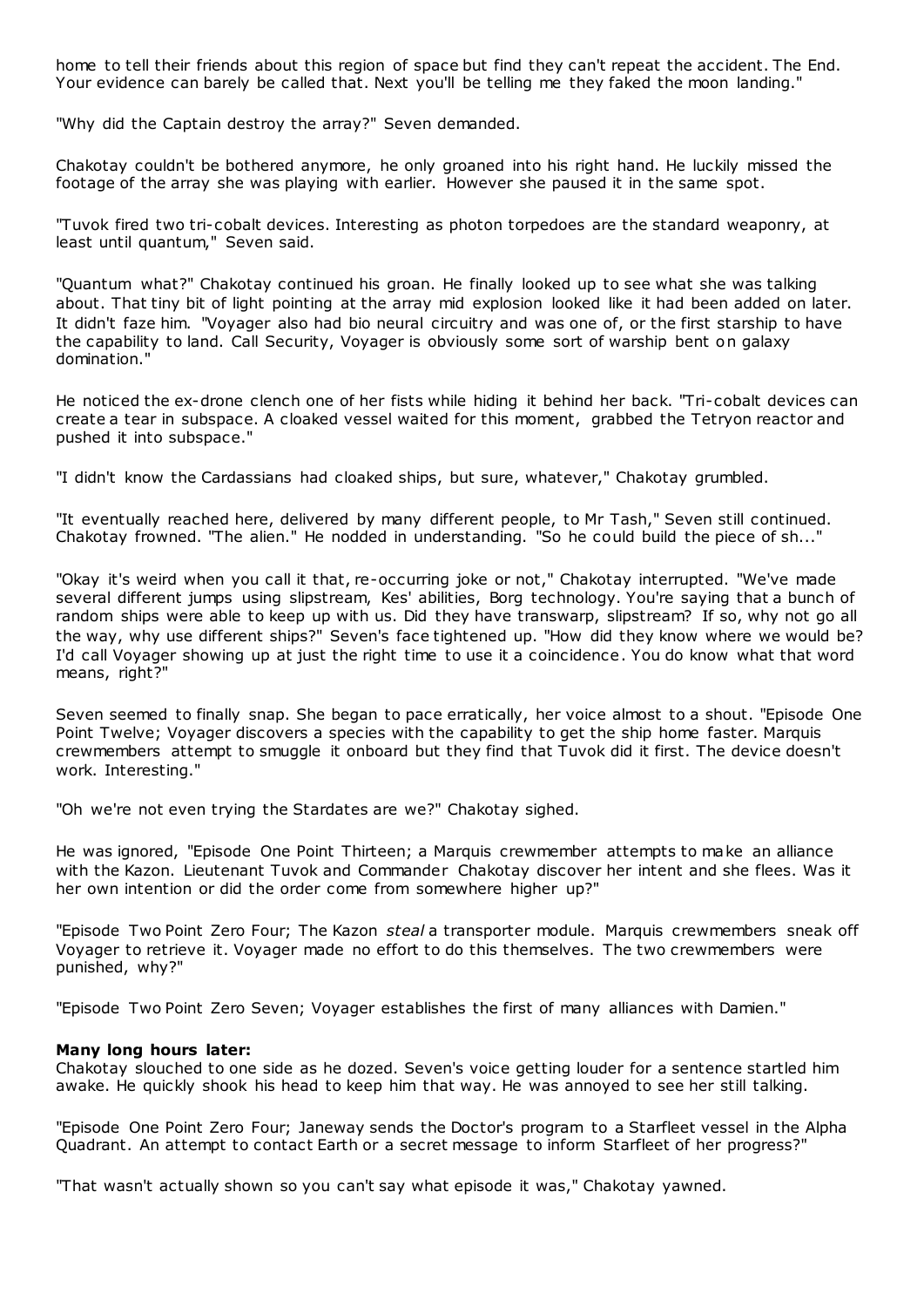home to tell their friends about this region of space but find they can't repeat the accident. The End. Your evidence can barely be called that. Next you'll be telling me they faked the moon landing."

"Why did the Captain destroy the array?" Seven demanded.

Chakotay couldn't be bothered anymore, he only groaned into his right hand. He luckily missed the footage of the array she was playing with earlier. However she paused it in the same spot.

"Tuvok fired two tri-cobalt devices. Interesting as photon torpedoes are the standard weaponry, at least until quantum," Seven said.

"Quantum what?" Chakotay continued his groan. He finally looked up to see what she was talking about. That tiny bit of light pointing at the array mid explosion looked like it had been added on later. It didn't faze him. "Voyager also had bio neural circuitry and was one of, or the first starship to have the capability to land. Call Security, Voyager is obviously some sort of warship bent on galaxy domination."

He noticed the ex-drone clench one of her fists while hiding it behind her back. "Tri-cobalt devices can create a tear in subspace. A cloaked vessel waited for this moment, grabbed the Tetryon reactor and pushed it into subspace."

"I didn't know the Cardassians had cloaked ships, but sure, whatever," Chakotay grumbled.

"It eventually reached here, delivered by many different people, to Mr Tash," Seven still continued. Chakotay frowned. "The alien." He nodded in understanding. "So he could build the piece of sh..."

"Okay it's weird when you call it that, re-occurring joke or not," Chakotay interrupted. "We've made several different jumps using slipstream, Kes' abilities, Borg technology. You're saying that a bunch of random ships were able to keep up with us. Did they have transwarp, slipstream? If so, why not go all the way, why use different ships?" Seven's face tightened up. "How did they know where we would be? I'd call Voyager showing up at just the right time to use it a coincidence. You do know what that word means, right?"

Seven seemed to finally snap. She began to pace erratically, her voice almost to a shout. "Episode One Point Twelve; Voyager discovers a species with the capability to get the ship home faster. Marquis crewmembers attempt to smuggle it onboard but they find that Tuvok did it first. The device doesn't work. Interesting."

"Oh we're not even trying the Stardates are we?" Chakotay sighed.

He was ignored, "Episode One Point Thirteen; a Marquis crewmember attempts to make an alliance with the Kazon. Lieutenant Tuvok and Commander Chakotay discover her intent and she flees. Was it her own intention or did the order come from somewhere higher up?"

"Episode Two Point Zero Four; The Kazon *steal* a transporter module. Marquis crewmembers sneak off Voyager to retrieve it. Voyager made no effort to do this themselves. The two crewmembers were punished, why?"

"Episode Two Point Zero Seven; Voyager establishes the first of many alliances with Damien."

**Many long hours later:**
Chakotay slouched to one side as he dozed. Seven's voice getting louder for a sentence startled him awake. He quickly shook his head to keep him that way. He was annoyed to see her still talking.

"Episode One Point Zero Four; Janeway sends the Doctor's program to a Starfleet vessel in the Alpha Quadrant. An attempt to contact Earth or a secret message to inform Starfleet of her progress?"

"That wasn't actually shown so you can't say what episode it was," Chakotay yawned.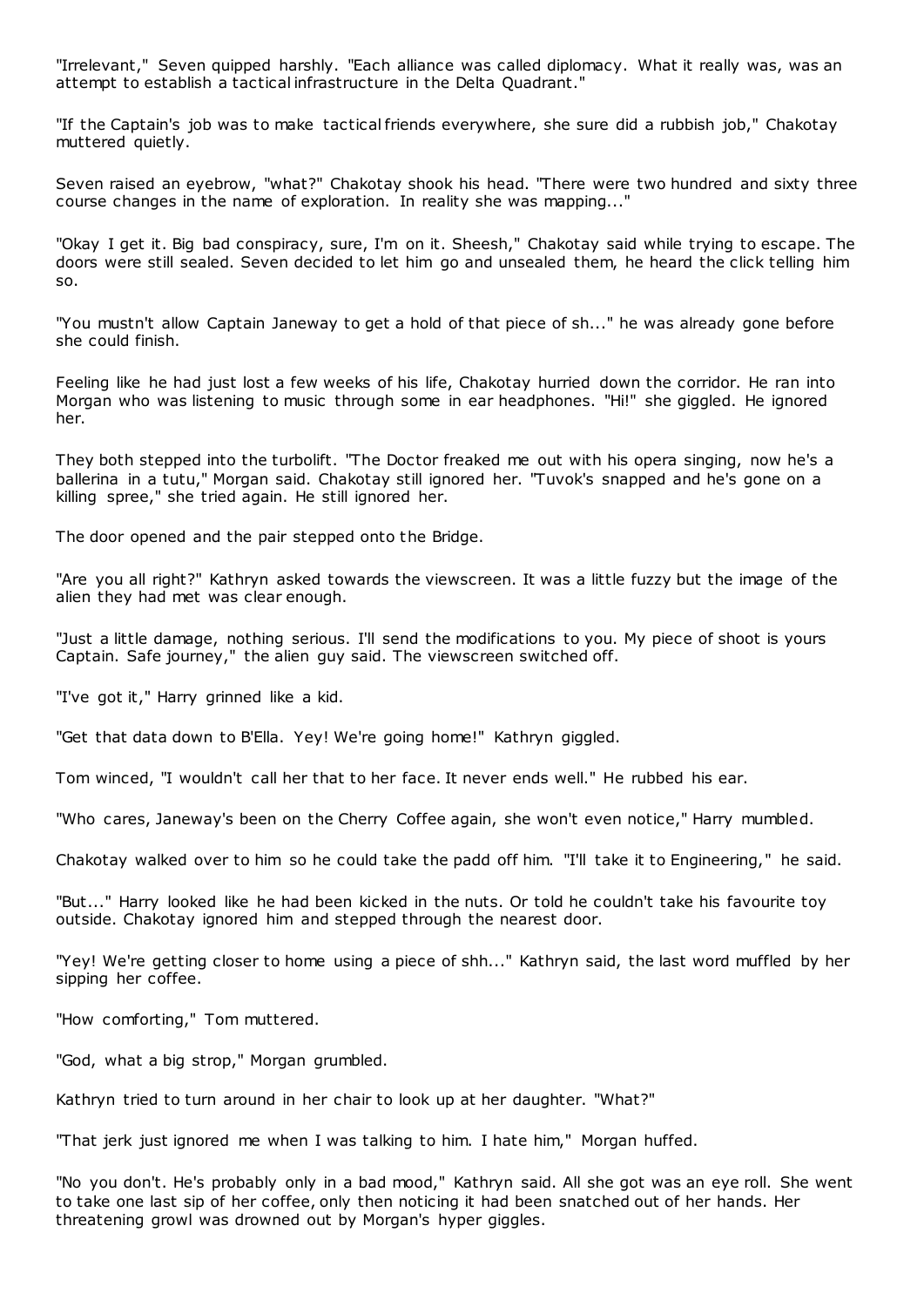"Irrelevant," Seven quipped harshly. "Each alliance was called diplomacy. What it really was, was an attempt to establish a tactical infrastructure in the Delta Quadrant."

"If the Captain's job was to make tactical friends everywhere, she sure did a rubbish job," Chakotay muttered quietly.

Seven raised an eyebrow, "what?" Chakotay shook his head. "There were two hundred and sixty three course changes in the name of exploration. In reality she was mapping..."

"Okay I get it. Big bad conspiracy, sure, I'm on it. Sheesh," Chakotay said while trying to escape. The doors were still sealed. Seven decided to let him go and unsealed them, he heard the click telling him so.

"You mustn't allow Captain Janeway to get a hold of that piece of sh..." he was already gone before she could finish.

Feeling like he had just lost a few weeks of his life, Chakotay hurried down the corridor. He ran into Morgan who was listening to music through some in ear headphones. "Hi!" she giggled. He ignored her.

They both stepped into the turbolift. "The Doctor freaked me out with his opera singing, now he's a ballerina in a tutu," Morgan said. Chakotay still ignored her. "Tuvok's snapped and he's gone on a killing spree," she tried again. He still ignored her.

The door opened and the pair stepped onto the Bridge.

"Are you all right?" Kathryn asked towards the viewscreen. It was a little fuzzy but the image of the alien they had met was clear enough.

"Just a little damage, nothing serious. I'll send the modifications to you. My piece of shoot is yours Captain. Safe journey," the alien guy said. The viewscreen switched off.

"I've got it," Harry grinned like a kid.

"Get that data down to B'Ella. Yey! We're going home!" Kathryn giggled.

Tom winced, "I wouldn't call her that to her face. It never ends well." He rubbed his ear.

"Who cares, Janeway's been on the Cherry Coffee again, she won't even notice," Harry mumbled.

Chakotay walked over to him so he could take the padd off him. "I'll take it to Engineering," he said.

"But..." Harry looked like he had been kicked in the nuts. Or told he couldn't take his favourite toy outside. Chakotay ignored him and stepped through the nearest door.

"Yey! We're getting closer to home using a piece of shh..." Kathryn said, the last word muffled by her sipping her coffee.

"How comforting," Tom muttered.

"God, what a big strop," Morgan grumbled.

Kathryn tried to turn around in her chair to look up at her daughter. "What?"

"That jerk just ignored me when I was talking to him. I hate him," Morgan huffed.

"No you don't. He's probably only in a bad mood," Kathryn said. All she got was an eye roll. She went to take one last sip of her coffee, only then noticing it had been snatched out of her hands. Her threatening growl was drowned out by Morgan's hyper giggles.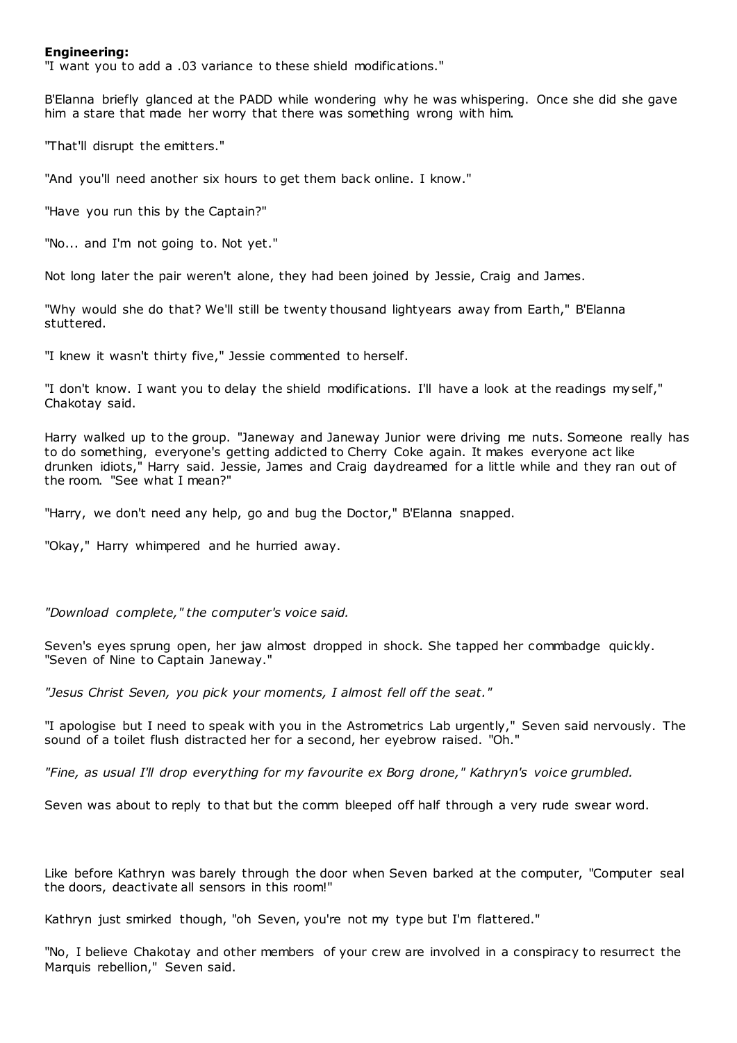**Engineering:**

"I want you to add a .03 variance to these shield modifications."

B'Elanna briefly glanced at the PADD while wondering why he was whispering. Once she did she gave him a stare that made her worry that there was something wrong with him.

"That'll disrupt the emitters."

"And you'll need another six hours to get them back online. I know."

"Have you run this by the Captain?"

"No... and I'm not going to. Not yet."

Not long later the pair weren't alone, they had been joined by Jessie, Craig and James.

"Why would she do that? We'll still be twenty thousand lightyears away from Earth," B'Elanna stuttered.

"I knew it wasn't thirty five," Jessie commented to herself.

"I don't know. I want you to delay the shield modifications. I'll have a look at the readings myself," Chakotay said.

Harry walked up to the group. "Janeway and Janeway Junior were driving me nuts. Someone really has to do something, everyone's getting addicted to Cherry Coke again. It makes everyone act like drunken idiots," Harry said. Jessie, James and Craig daydreamed for a little while and they ran out of the room. "See what I mean?"

"Harry, we don't need any help, go and bug the Doctor," B'Elanna snapped.

"Okay," Harry whimpered and he hurried away.

*"Download complete," the computer's voice said.*

Seven's eyes sprung open, her jaw almost dropped in shock. She tapped her commbadge quickly. "Seven of Nine to Captain Janeway."

*"Jesus Christ Seven, you pick your moments, I almost fell off the seat."*

"I apologise but I need to speak with you in the Astrometrics Lab urgently," Seven said nervously. The sound of a toilet flush distracted her for a second, her eyebrow raised. "Oh."

*"Fine, as usual I'll drop everything for my favourite ex Borg drone," Kathryn's voice grumbled.*

Seven was about to reply to that but the comm bleeped off half through a very rude swear word.

Like before Kathryn was barely through the door when Seven barked at the computer, "Computer seal the doors, deactivate all sensors in this room!"

Kathryn just smirked though, "oh Seven, you're not my type but I'm flattered."

"No, I believe Chakotay and other members of your crew are involved in a conspiracy to resurrect the Marquis rebellion," Seven said.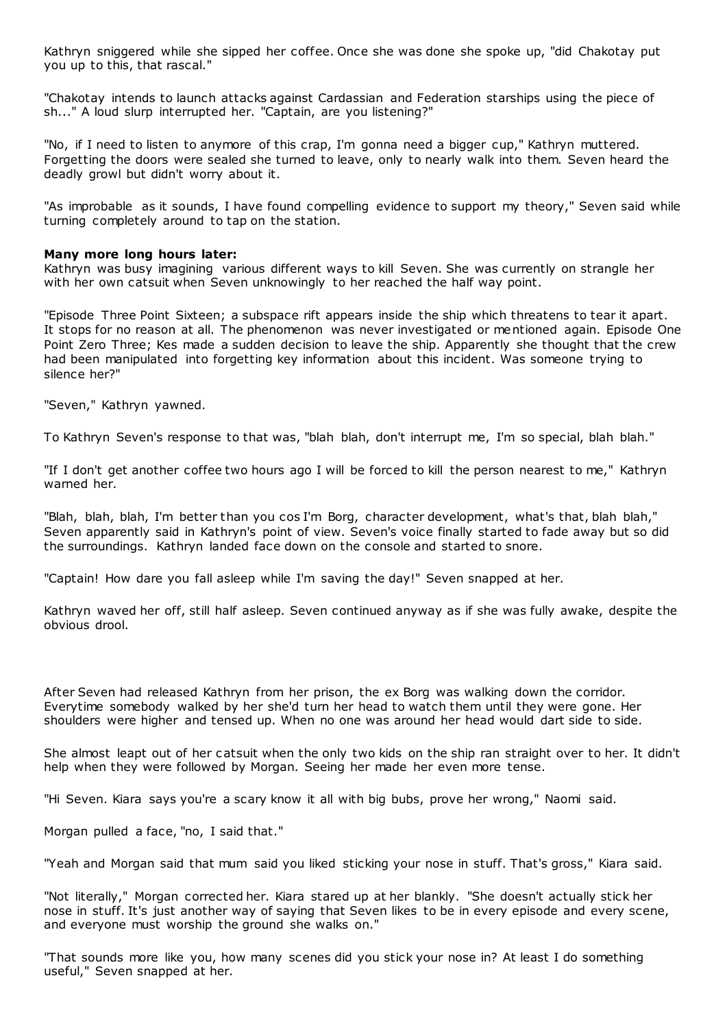Kathryn sniggered while she sipped her coffee. Once she was done she spoke up, "did Chakotay put you up to this, that rascal."

"Chakotay intends to launch attacks against Cardassian and Federation starships using the piece of sh..." A loud slurp interrupted her. "Captain, are you listening?"

"No, if I need to listen to anymore of this crap, I'm gonna need a bigger cup," Kathryn muttered. Forgetting the doors were sealed she turned to leave, only to nearly walk into them. Seven heard the deadly growl but didn't worry about it.

"As improbable as it sounds, I have found compelling evidence to support my theory," Seven said while turning completely around to tap on the station.

**Many more long hours later:**
Kathryn was busy imagining various different ways to kill Seven. She was currently on strangle her with her own catsuit when Seven unknowingly to her reached the half way point.

"Episode Three Point Sixteen; a subspace rift appears inside the ship which threatens to tear it apart. It stops for no reason at all. The phenomenon was never investigated or mentioned again. Episode One Point Zero Three; Kes made a sudden decision to leave the ship. Apparently she thought that the crew had been manipulated into forgetting key information about this incident. Was someone trying to silence her?"

"Seven," Kathryn yawned.

To Kathryn Seven's response to that was, "blah blah, don't interrupt me, I'm so special, blah blah."

"If I don't get another coffee two hours ago I will be forced to kill the person nearest to me," Kathryn warned her.

"Blah, blah, blah, I'm better than you cos I'm Borg, character development, what's that, blah blah," Seven apparently said in Kathryn's point of view. Seven's voice finally started to fade away but so did the surroundings. Kathryn landed face down on the console and started to snore.

"Captain! How dare you fall asleep while I'm saving the day!" Seven snapped at her.

Kathryn waved her off, still half asleep. Seven continued anyway as if she was fully awake, despite the obvious drool.

After Seven had released Kathryn from her prison, the ex Borg was walking down the corridor. Everytime somebody walked by her she'd turn her head to watch them until they were gone. Her shoulders were higher and tensed up. When no one was around her head would dart side to side.

She almost leapt out of her catsuit when the only two kids on the ship ran straight over to her. It didn't help when they were followed by Morgan. Seeing her made her even more tense.

"Hi Seven. Kiara says you're a scary know it all with big bubs, prove her wrong," Naomi said.

Morgan pulled a face, "no, I said that."

"Yeah and Morgan said that mum said you liked sticking your nose in stuff. That's gross," Kiara said.

"Not literally," Morgan corrected her. Kiara stared up at her blankly. "She doesn't actually stick her nose in stuff. It's just another way of saying that Seven likes to be in every episode and every scene, and everyone must worship the ground she walks on."

"That sounds more like you, how many scenes did you stick your nose in? At least I do something useful," Seven snapped at her.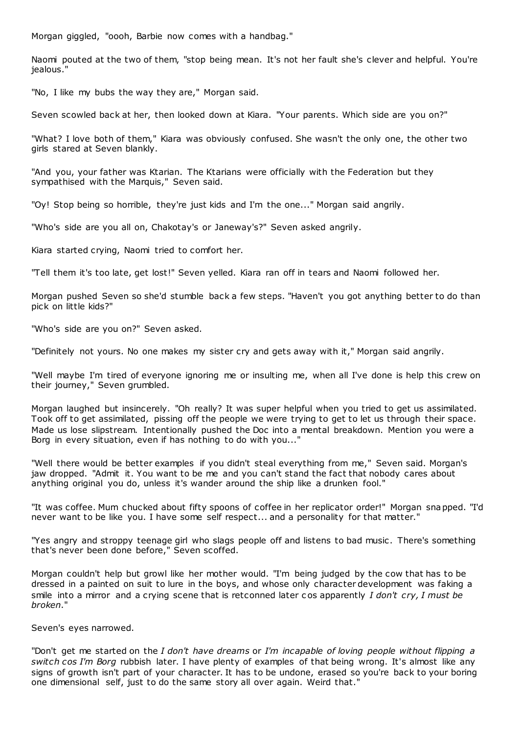Morgan giggled, "oooh, Barbie now comes with a handbag."

Naomi pouted at the two of them, "stop being mean. It's not her fault she's clever and helpful. You're jealous."

"No, I like my bubs the way they are," Morgan said.

Seven scowled back at her, then looked down at Kiara. "Your parents. Which side are you on?"

"What? I love both of them," Kiara was obviously confused. She wasn't the only one, the other two girls stared at Seven blankly.

"And you, your father was Ktarian. The Ktarians were officially with the Federation but they sympathised with the Marquis," Seven said.

"Oy! Stop being so horrible, they're just kids and I'm the one..." Morgan said angrily.

"Who's side are you all on, Chakotay's or Janeway's?" Seven asked angrily.

Kiara started crying, Naomi tried to comfort her.

"Tell them it's too late, get lost!" Seven yelled. Kiara ran off in tears and Naomi followed her.

Morgan pushed Seven so she'd stumble back a few steps. "Haven't you got anything better to do than pick on little kids?"

"Who's side are you on?" Seven asked.

"Definitely not yours. No one makes my sister cry and gets away with it," Morgan said angrily.

"Well maybe I'm tired of everyone ignoring me or insulting me, when all I've done is help this crew on their journey," Seven grumbled.

Morgan laughed but insincerely. "Oh really? It was super helpful when you tried to get us assimilated. Took off to get assimilated, pissing off the people we were trying to get to let us through their space. Made us lose slipstream. Intentionally pushed the Doc into a mental breakdown. Mention you were a Borg in every situation, even if has nothing to do with you..."

"Well there would be better examples if you didn't steal everything from me," Seven said. Morgan's jaw dropped. "Admit it. You want to be me and you can't stand the fact that nobody cares about anything original you do, unless it's wander around the ship like a drunken fool."

"It was coffee. Mum chucked about fifty spoons of coffee in her replicator order!" Morgan snapped. "I'd never want to be like you. I have some self respect... and a personality for that matter."

"Yes angry and stroppy teenage girl who slags people off and listens to bad music. There's something that's never been done before," Seven scoffed.

Morgan couldn't help but growl like her mother would. "I'm being judged by the cow that has to be dressed in a painted on suit to lure in the boys, and whose only character development was faking a smile into a mirror and a crying scene that is retconned later cos apparently *I don't cry, I must be broken*."

Seven's eyes narrowed.

"Don't get me started on the *I don't have dreams* or *I'm incapable of loving people without flipping a switch cos I'm Borg* rubbish later. I have plenty of examples of that being wrong. It's almost like any signs of growth isn't part of your character. It has to be undone, erased so you're back to your boring one dimensional self, just to do the same story all over again. Weird that."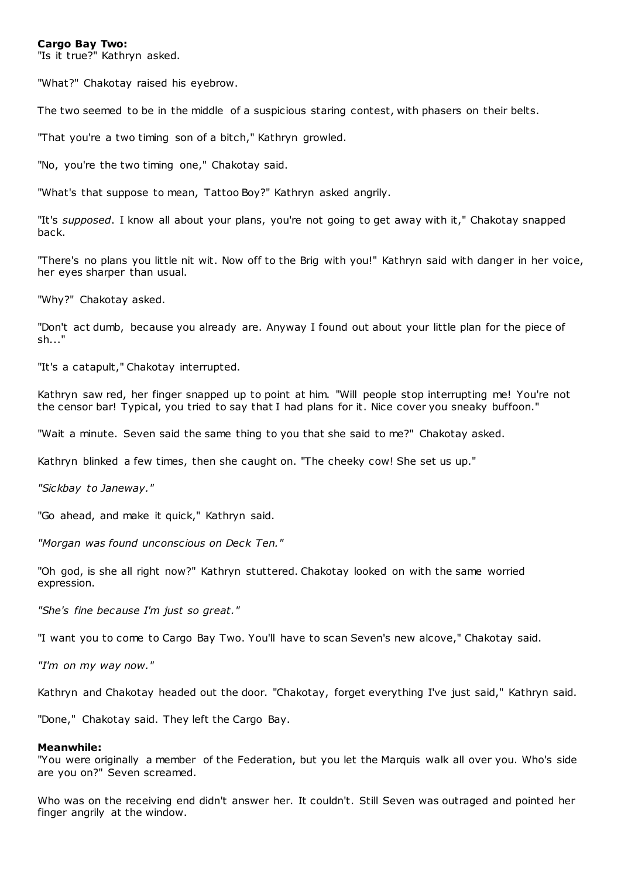**Cargo Bay Two:**

"Is it true?" Kathryn asked.

"What?" Chakotay raised his eyebrow.

The two seemed to be in the middle of a suspicious staring contest, with phasers on their belts.

"That you're a two timing son of a bitch," Kathryn growled.

"No, you're the two timing one," Chakotay said.

"What's that suppose to mean, Tattoo Boy?" Kathryn asked angrily.

"It's *supposed*. I know all about your plans, you're not going to get away with it," Chakotay snapped back.

"There's no plans you little nit wit. Now off to the Brig with you!" Kathryn said with danger in her voice, her eyes sharper than usual.

"Why?" Chakotay asked.

"Don't act dumb, because you already are. Anyway I found out about your little plan for the piece of sh..."

"It's a catapult," Chakotay interrupted.

Kathryn saw red, her finger snapped up to point at him. "Will people stop interrupting me! You're not the censor bar! Typical, you tried to say that I had plans for it. Nice cover you sneaky buffoon."

"Wait a minute. Seven said the same thing to you that she said to me?" Chakotay asked.

Kathryn blinked a few times, then she caught on. "The cheeky cow! She set us up."

*"Sickbay to Janeway."*

"Go ahead, and make it quick," Kathryn said.

*"Morgan was found unconscious on Deck Ten."*

"Oh god, is she all right now?" Kathryn stuttered. Chakotay looked on with the same worried expression.

*"She's fine because I'm just so great."*

"I want you to come to Cargo Bay Two. You'll have to scan Seven's new alcove," Chakotay said.

*"I'm on my way now."*

Kathryn and Chakotay headed out the door. "Chakotay, forget everything I've just said," Kathryn said.

"Done," Chakotay said. They left the Cargo Bay.

**Meanwhile:**

"You were originally a member of the Federation, but you let the Marquis walk all over you. Who's side are you on?" Seven screamed.

Who was on the receiving end didn't answer her. It couldn't. Still Seven was outraged and pointed her finger angrily at the window.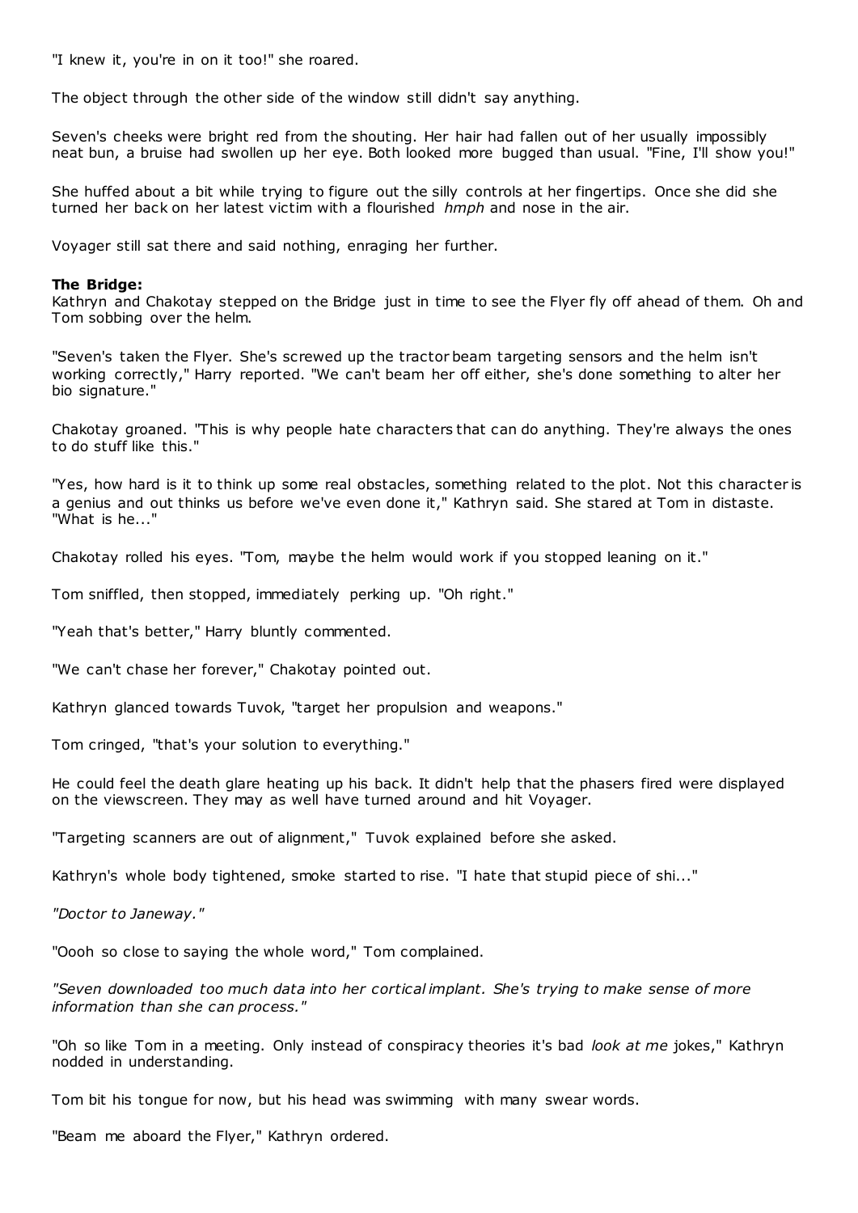"I knew it, you're in on it too!" she roared.

The object through the other side of the window still didn't say anything.

Seven's cheeks were bright red from the shouting. Her hair had fallen out of her usually impossibly neat bun, a bruise had swollen up her eye. Both looked more bugged than usual. "Fine, I'll show you!"

She huffed about a bit while trying to figure out the silly controls at her fingertips. Once she did she turned her back on her latest victim with a flourished *hmph* and nose in the air.

Voyager still sat there and said nothing, enraging her further.

**The Bridge:**
Kathryn and Chakotay stepped on the Bridge just in time to see the Flyer fly off ahead of them. Oh and Tom sobbing over the helm.

"Seven's taken the Flyer. She's screwed up the tractor beam targeting sensors and the helm isn't working correctly," Harry reported. "We can't beam her off either, she's done something to alter her bio signature."

Chakotay groaned. "This is why people hate characters that can do anything. They're always the ones to do stuff like this."

"Yes, how hard is it to think up some real obstacles, something related to the plot. Not this character is a genius and out thinks us before we've even done it," Kathryn said. She stared at Tom in distaste. "What is he..."

Chakotay rolled his eyes. "Tom, maybe the helm would work if you stopped leaning on it."

Tom sniffled, then stopped, immediately perking up. "Oh right."

"Yeah that's better," Harry bluntly commented.

"We can't chase her forever," Chakotay pointed out.

Kathryn glanced towards Tuvok, "target her propulsion and weapons."

Tom cringed, "that's your solution to everything."

He could feel the death glare heating up his back. It didn't help that the phasers fired were displayed on the viewscreen. They may as well have turned around and hit Voyager.

"Targeting scanners are out of alignment," Tuvok explained before she asked.

Kathryn's whole body tightened, smoke started to rise. "I hate that stupid piece of shi..."

*"Doctor to Janeway."*

"Oooh so close to saying the whole word," Tom complained.

*"Seven downloaded too much data into her cortical implant. She's trying to make sense of more information than she can process."*

"Oh so like Tom in a meeting. Only instead of conspiracy theories it's bad *look at me* jokes," Kathryn nodded in understanding.

Tom bit his tongue for now, but his head was swimming with many swear words.

"Beam me aboard the Flyer," Kathryn ordered.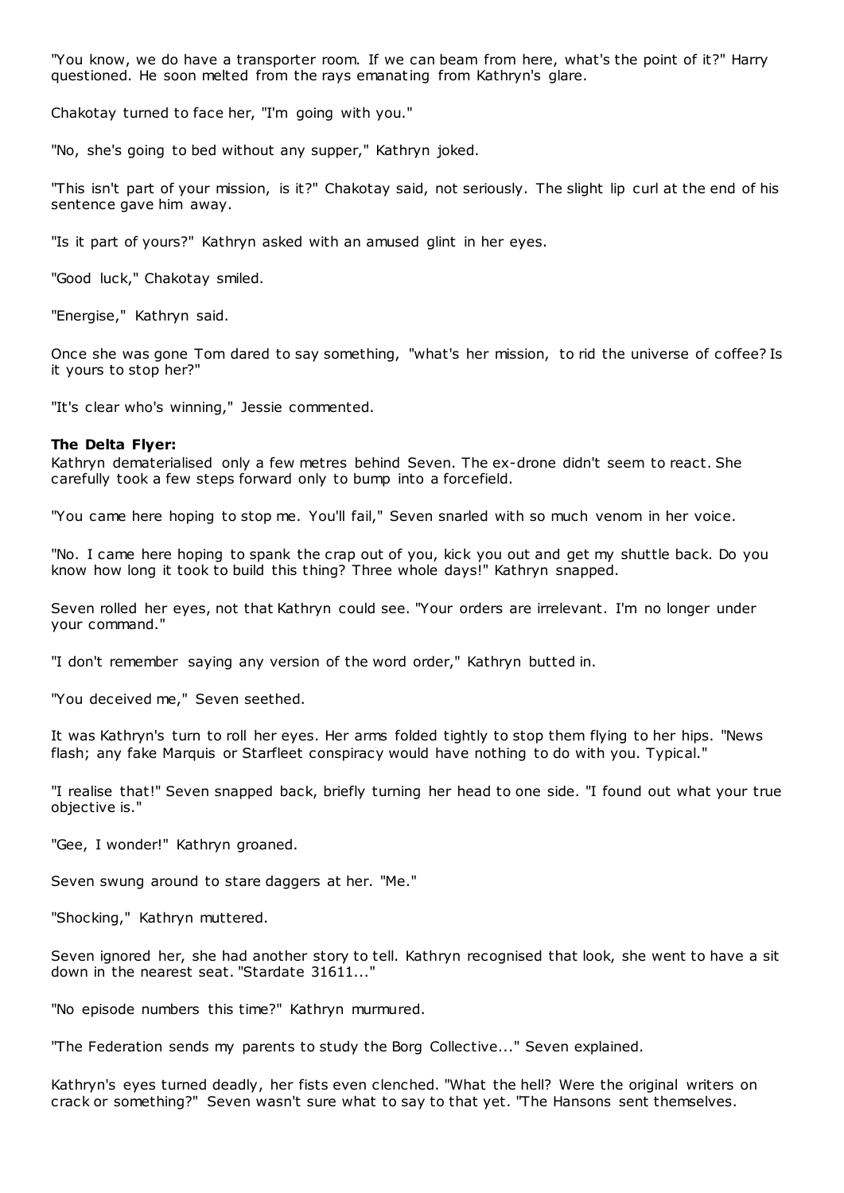"You know, we do have a transporter room. If we can beam from here, what's the point of it?" Harry questioned. He soon melted from the rays emanating from Kathryn's glare.

Chakotay turned to face her, "I'm going with you."

"No, she's going to bed without any supper," Kathryn joked.

"This isn't part of your mission, is it?" Chakotay said, not seriously. The slight lip curl at the end of his sentence gave him away.

"Is it part of yours?" Kathryn asked with an amused glint in her eyes.

"Good luck," Chakotay smiled.

"Energise," Kathryn said.

Once she was gone Tom dared to say something, "what's her mission, to rid the universe of coffee? Is it yours to stop her?"

"It's clear who's winning," Jessie commented.

**The Delta Flyer:**
Kathryn dematerialised only a few metres behind Seven. The ex-drone didn't seem to react. She carefully took a few steps forward only to bump into a forcefield.

"You came here hoping to stop me. You'll fail," Seven snarled with so much venom in her voice.

"No. I came here hoping to spank the crap out of you, kick you out and get my shuttle back. Do you know how long it took to build this thing? Three whole days!" Kathryn snapped.

Seven rolled her eyes, not that Kathryn could see. "Your orders are irrelevant. I'm no longer under your command."

"I don't remember saying any version of the word order," Kathryn butted in.

"You deceived me," Seven seethed.

It was Kathryn's turn to roll her eyes. Her arms folded tightly to stop them flying to her hips. "News flash; any fake Marquis or Starfleet conspiracy would have nothing to do with you. Typical."

"I realise that!" Seven snapped back, briefly turning her head to one side. "I found out what your true objective is."

"Gee, I wonder!" Kathryn groaned.

Seven swung around to stare daggers at her. "Me."

"Shocking," Kathryn muttered.

Seven ignored her, she had another story to tell. Kathryn recognised that look, she went to have a sit down in the nearest seat. "Stardate 31611..."

"No episode numbers this time?" Kathryn murmured.

"The Federation sends my parents to study the Borg Collective..." Seven explained.

Kathryn's eyes turned deadly, her fists even clenched. "What the hell? Were the original writers on crack or something?" Seven wasn't sure what to say to that yet. "The Hansons sent themselves.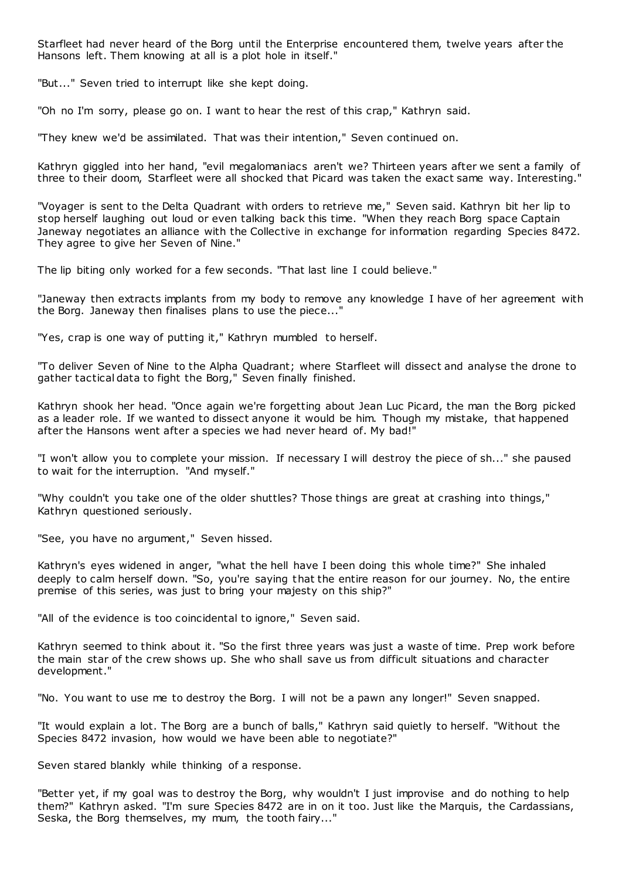Starfleet had never heard of the Borg until the Enterprise encountered them, twelve years after the Hansons left. Them knowing at all is a plot hole in itself."

"But..." Seven tried to interrupt like she kept doing.

"Oh no I'm sorry, please go on. I want to hear the rest of this crap," Kathryn said.

"They knew we'd be assimilated. That was their intention," Seven continued on.

Kathryn giggled into her hand, "evil megalomaniacs aren't we? Thirteen years after we sent a family of three to their doom, Starfleet were all shocked that Picard was taken the exact same way. Interesting."

"Voyager is sent to the Delta Quadrant with orders to retrieve me," Seven said. Kathryn bit her lip to stop herself laughing out loud or even talking back this time. "When they reach Borg space Captain Janeway negotiates an alliance with the Collective in exchange for information regarding Species 8472. They agree to give her Seven of Nine."

The lip biting only worked for a few seconds. "That last line I could believe."

"Janeway then extracts implants from my body to remove any knowledge I have of her agreement with the Borg. Janeway then finalises plans to use the piece..."

"Yes, crap is one way of putting it," Kathryn mumbled to herself.

"To deliver Seven of Nine to the Alpha Quadrant; where Starfleet will dissect and analyse the drone to gather tactical data to fight the Borg," Seven finally finished.

Kathryn shook her head. "Once again we're forgetting about Jean Luc Picard, the man the Borg picked as a leader role. If we wanted to dissect anyone it would be him. Though my mistake, that happened after the Hansons went after a species we had never heard of. My bad!"

"I won't allow you to complete your mission. If necessary I will destroy the piece of sh..." she paused to wait for the interruption. "And myself."

"Why couldn't you take one of the older shuttles? Those things are great at crashing into things," Kathryn questioned seriously.

"See, you have no argument," Seven hissed.

Kathryn's eyes widened in anger, "what the hell have I been doing this whole time?" She inhaled deeply to calm herself down. "So, you're saying that the entire reason for our journey. No, the entire premise of this series, was just to bring your majesty on this ship?"

"All of the evidence is too coincidental to ignore," Seven said.

Kathryn seemed to think about it. "So the first three years was just a waste of time. Prep work before the main star of the crew shows up. She who shall save us from difficult situations and character development."

"No. You want to use me to destroy the Borg. I will not be a pawn any longer!" Seven snapped.

"It would explain a lot. The Borg are a bunch of balls," Kathryn said quietly to herself. "Without the Species 8472 invasion, how would we have been able to negotiate?"

Seven stared blankly while thinking of a response.

"Better yet, if my goal was to destroy the Borg, why wouldn't I just improvise and do nothing to help them?" Kathryn asked. "I'm sure Species 8472 are in on it too. Just like the Marquis, the Cardassians, Seska, the Borg themselves, my mum, the tooth fairy..."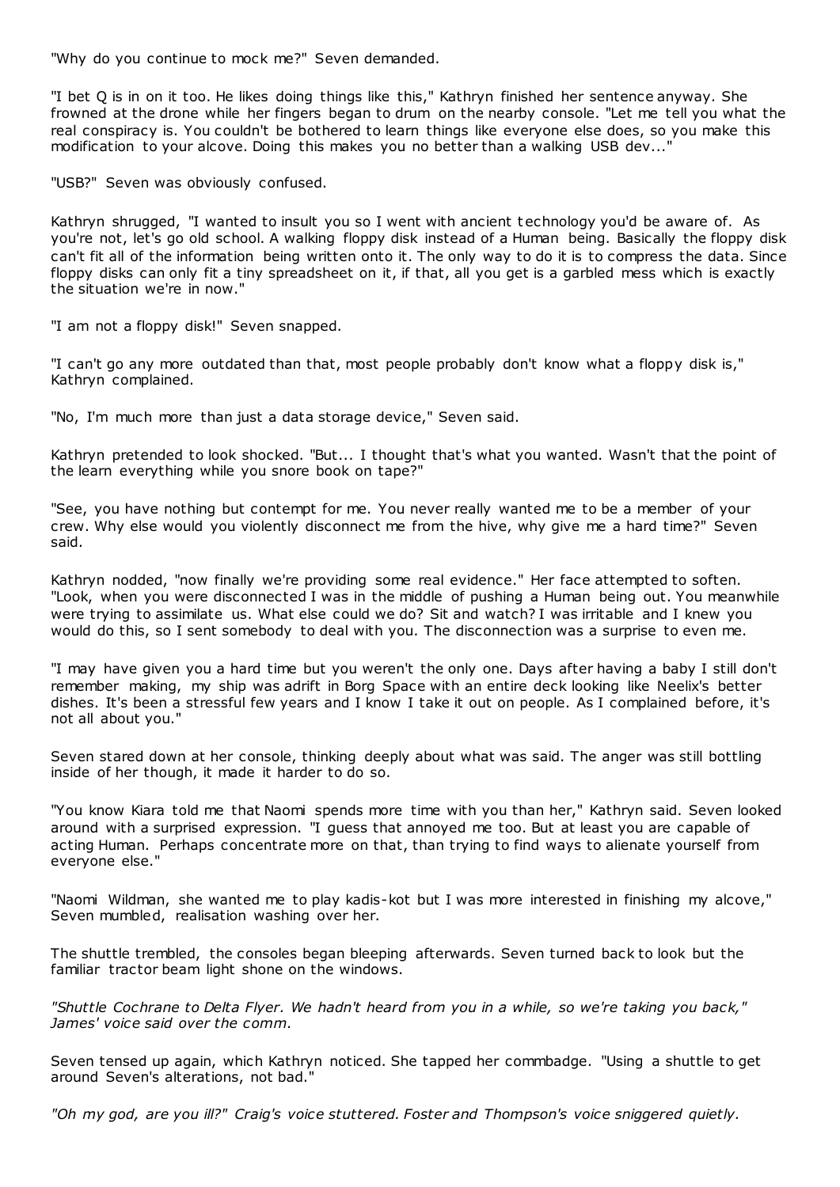"Why do you continue to mock me?" Seven demanded.

"I bet Q is in on it too. He likes doing things like this," Kathryn finished her sentence anyway. She frowned at the drone while her fingers began to drum on the nearby console. "Let me tell you what the real conspiracy is. You couldn't be bothered to learn things like everyone else does, so you make this modification to your alcove. Doing this makes you no better than a walking USB dev..."

"USB?" Seven was obviously confused.

Kathryn shrugged, "I wanted to insult you so I went with ancient technology you'd be aware of. As you're not, let's go old school. A walking floppy disk instead of a Human being. Basically the floppy disk can't fit all of the information being written onto it. The only way to do it is to compress the data. Since floppy disks can only fit a tiny spreadsheet on it, if that, all you get is a garbled mess which is exactly the situation we're in now."

"I am not a floppy disk!" Seven snapped.

"I can't go any more outdated than that, most people probably don't know what a floppy disk is," Kathryn complained.

"No, I'm much more than just a data storage device," Seven said.

Kathryn pretended to look shocked. "But... I thought that's what you wanted. Wasn't that the point of the learn everything while you snore book on tape?"

"See, you have nothing but contempt for me. You never really wanted me to be a member of your crew. Why else would you violently disconnect me from the hive, why give me a hard time?" Seven said.

Kathryn nodded, "now finally we're providing some real evidence." Her face attempted to soften. "Look, when you were disconnected I was in the middle of pushing a Human being out. You meanwhile were trying to assimilate us. What else could we do? Sit and watch? I was irritable and I knew you would do this, so I sent somebody to deal with you. The disconnection was a surprise to even me.

"I may have given you a hard time but you weren't the only one. Days after having a baby I still don't remember making, my ship was adrift in Borg Space with an entire deck looking like Neelix's better dishes. It's been a stressful few years and I know I take it out on people. As I complained before, it's not all about you."

Seven stared down at her console, thinking deeply about what was said. The anger was still bottling inside of her though, it made it harder to do so.

"You know Kiara told me that Naomi spends more time with you than her," Kathryn said. Seven looked around with a surprised expression. "I guess that annoyed me too. But at least you are capable of acting Human. Perhaps concentrate more on that, than trying to find ways to alienate yourself from everyone else."

"Naomi Wildman, she wanted me to play kadis-kot but I was more interested in finishing my alcove," Seven mumbled, realisation washing over her.

The shuttle trembled, the consoles began bleeping afterwards. Seven turned back to look but the familiar tractor beam light shone on the windows.

*"Shuttle Cochrane to Delta Flyer. We hadn't heard from you in a while, so we're taking you back," James' voice said over the comm.*

Seven tensed up again, which Kathryn noticed. She tapped her commbadge. "Using a shuttle to get around Seven's alterations, not bad."

*"Oh my god, are you ill?" Craig's voice stuttered. Foster and Thompson's voice sniggered quietly.*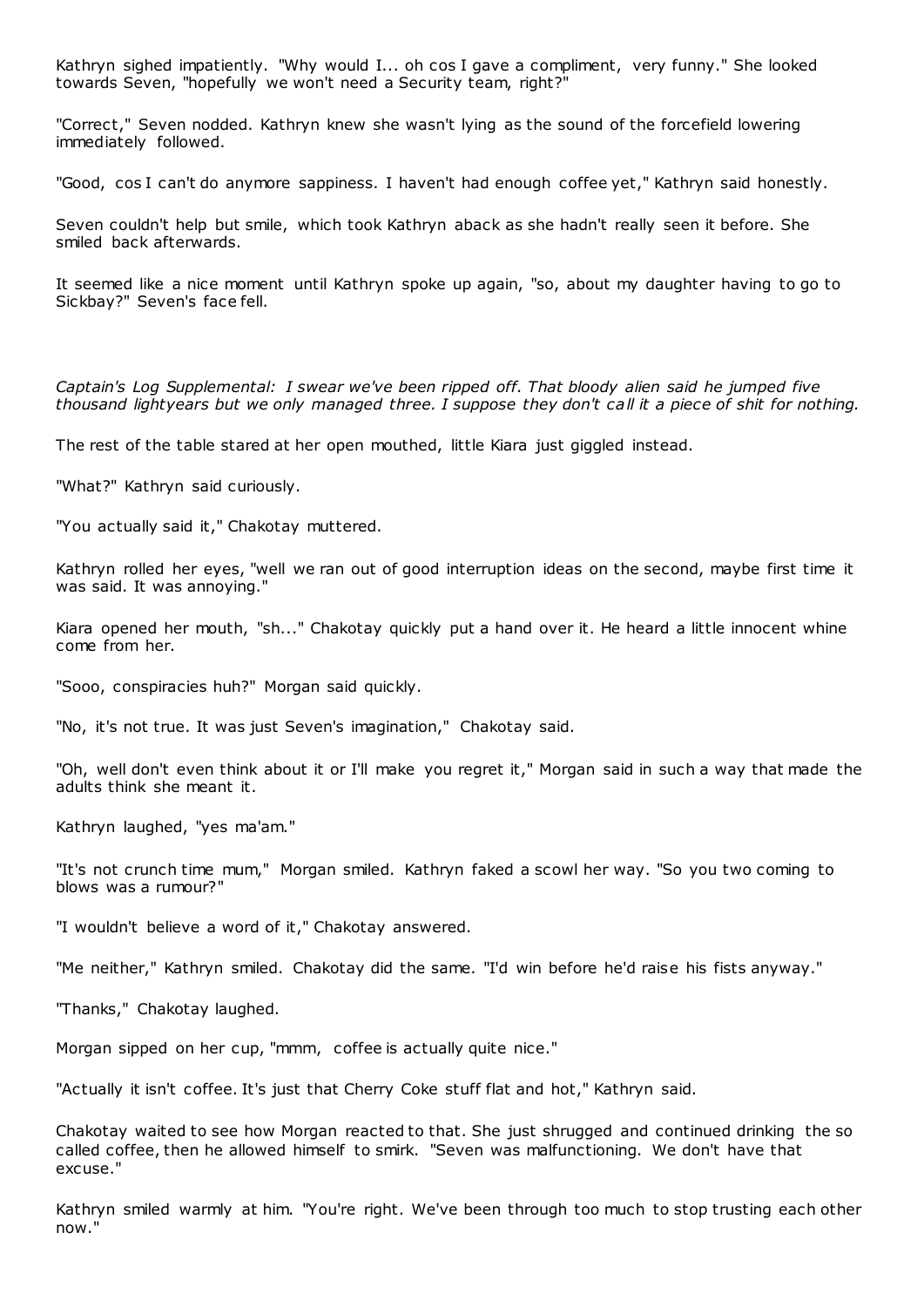Kathryn sighed impatiently. "Why would I... oh cos I gave a compliment, very funny." She looked towards Seven, "hopefully we won't need a Security team, right?"

"Correct," Seven nodded. Kathryn knew she wasn't lying as the sound of the forcefield lowering immediately followed.

"Good, cos I can't do anymore sappiness. I haven't had enough coffee yet," Kathryn said honestly.

Seven couldn't help but smile, which took Kathryn aback as she hadn't really seen it before. She smiled back afterwards.

It seemed like a nice moment until Kathryn spoke up again, "so, about my daughter having to go to Sickbay?" Seven's face fell.

*Captain's Log Supplemental: I swear we've been ripped off. That bloody alien said he jumped five thousand lightyears but we only managed three. I suppose they don't call it a piece of shit for nothing.*

The rest of the table stared at her open mouthed, little Kiara just giggled instead.

"What?" Kathryn said curiously.

"You actually said it," Chakotay muttered.

Kathryn rolled her eyes, "well we ran out of good interruption ideas on the second, maybe first time it was said. It was annoying."

Kiara opened her mouth, "sh..." Chakotay quickly put a hand over it. He heard a little innocent whine come from her.

"Sooo, conspiracies huh?" Morgan said quickly.

"No, it's not true. It was just Seven's imagination," Chakotay said.

"Oh, well don't even think about it or I'll make you regret it," Morgan said in such a way that made the adults think she meant it.

Kathryn laughed, "yes ma'am."

"It's not crunch time mum," Morgan smiled. Kathryn faked a scowl her way. "So you two coming to blows was a rumour?"

"I wouldn't believe a word of it," Chakotay answered.

"Me neither," Kathryn smiled. Chakotay did the same. "I'd win before he'd raise his fists anyway."

"Thanks," Chakotay laughed.

Morgan sipped on her cup, "mmm, coffee is actually quite nice."

"Actually it isn't coffee. It's just that Cherry Coke stuff flat and hot," Kathryn said.

Chakotay waited to see how Morgan reacted to that. She just shrugged and continued drinking the so called coffee, then he allowed himself to smirk. "Seven was malfunctioning. We don't have that excuse."

Kathryn smiled warmly at him. "You're right. We've been through too much to stop trusting each other now."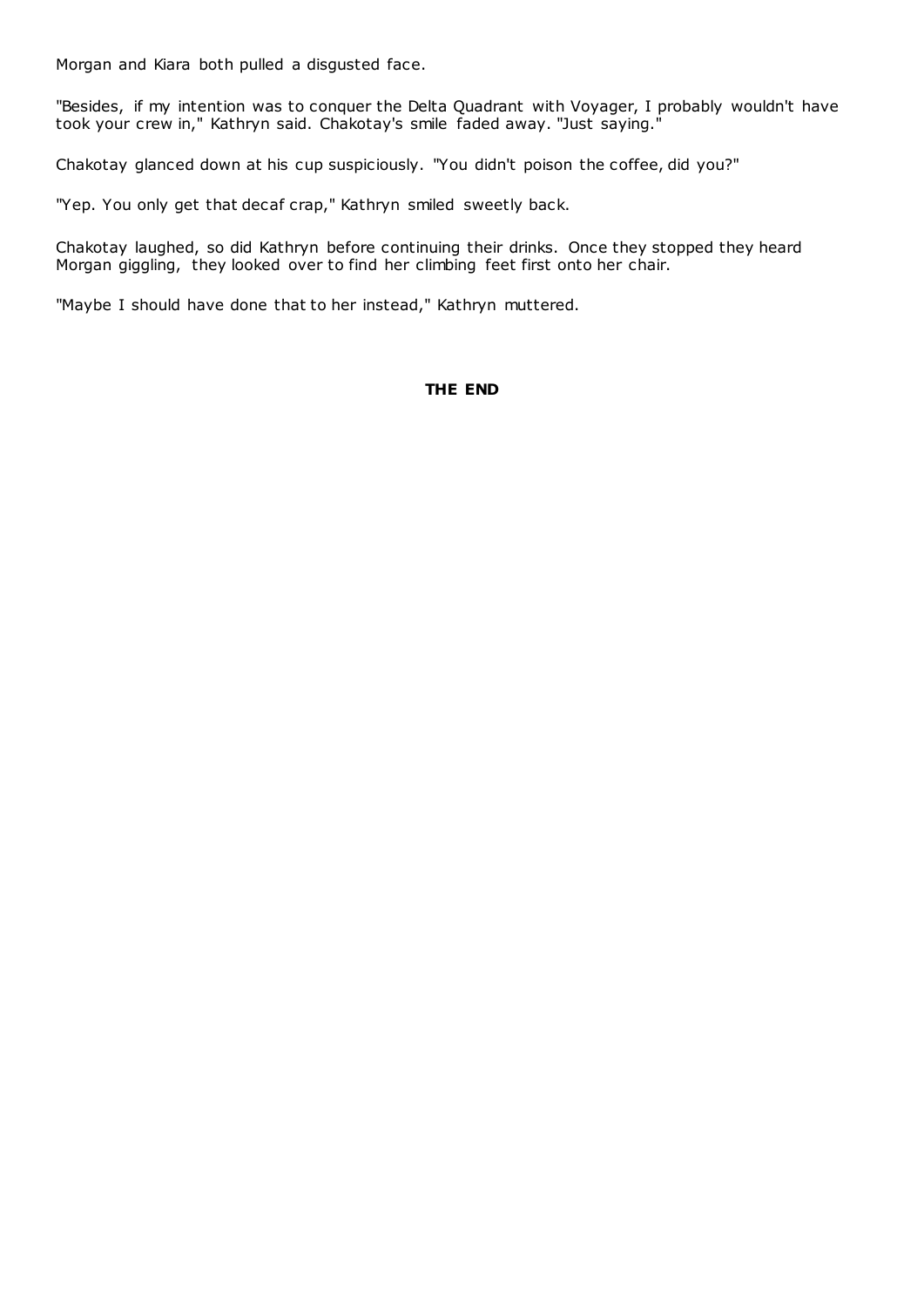Morgan and Kiara both pulled a disgusted face.

"Besides, if my intention was to conquer the Delta Quadrant with Voyager, I probably wouldn't have took your crew in," Kathryn said. Chakotay's smile faded away. "Just saying."

Chakotay glanced down at his cup suspiciously. "You didn't poison the coffee, did you?"

"Yep. You only get that decaf crap," Kathryn smiled sweetly back.

Chakotay laughed, so did Kathryn before continuing their drinks. Once they stopped they heard Morgan giggling, they looked over to find her climbing feet first onto her chair.

"Maybe I should have done that to her instead," Kathryn muttered.

**THE END**